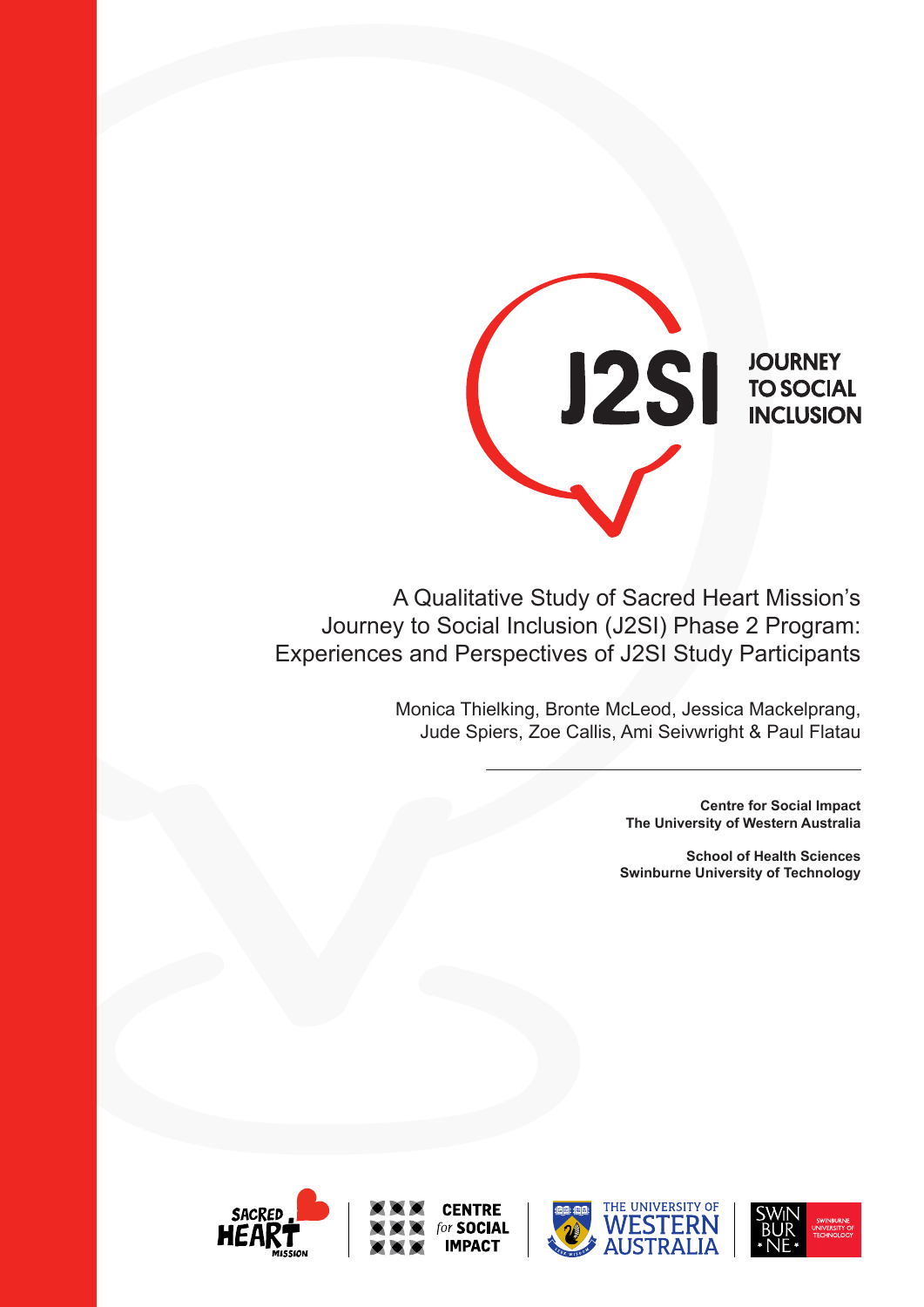J2SI JOURNEY TO SOCIAL INCLUSION

# A Qualitative Study of Sacred Heart Mission's Journey to Social Inclusion (J2SI) Phase 2 Program: Experiences and Perspectives of J2SI Study Participants

Monica Thielking, Bronte McLeod, Jessica Mackelprang, Jude Spiers, Zoe Callis, Ami Seivwright & Paul Flatau

**Centre for Social Impact**
**The University of Western Australia**

**School of Health Sciences**
**Swinburne University of Technology**

SACRED HEART MISSION | CENTRE for SOCIAL IMPACT | THE UNIVERSITY OF WESTERN AUSTRALIA | SWINBURNE UNIVERSITY OF TECHNOLOGY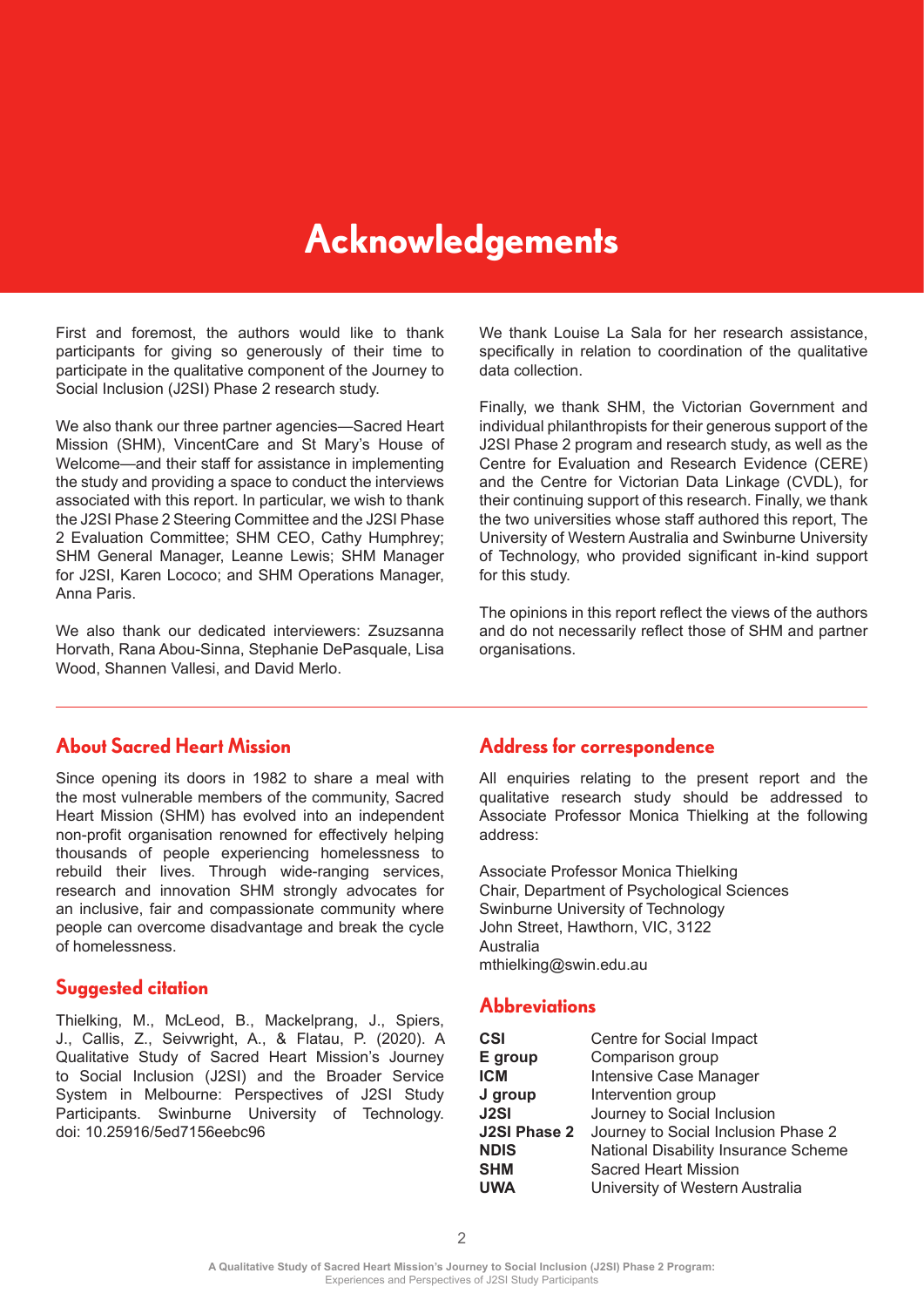# Acknowledgements

First and foremost, the authors would like to thank participants for giving so generously of their time to participate in the qualitative component of the Journey to Social Inclusion (J2SI) Phase 2 research study.

We also thank our three partner agencies—Sacred Heart Mission (SHM), VincentCare and St Mary's House of Welcome—and their staff for assistance in implementing the study and providing a space to conduct the interviews associated with this report. In particular, we wish to thank the J2SI Phase 2 Steering Committee and the J2SI Phase 2 Evaluation Committee; SHM CEO, Cathy Humphrey; SHM General Manager, Leanne Lewis; SHM Manager for J2SI, Karen Lococo; and SHM Operations Manager, Anna Paris.

We also thank our dedicated interviewers: Zsuzsanna Horvath, Rana Abou-Sinna, Stephanie DePasquale, Lisa Wood, Shannen Vallesi, and David Merlo.

We thank Louise La Sala for her research assistance, specifically in relation to coordination of the qualitative data collection.

Finally, we thank SHM, the Victorian Government and individual philanthropists for their generous support of the J2SI Phase 2 program and research study, as well as the Centre for Evaluation and Research Evidence (CERE) and the Centre for Victorian Data Linkage (CVDL), for their continuing support of this research. Finally, we thank the two universities whose staff authored this report, The University of Western Australia and Swinburne University of Technology, who provided significant in-kind support for this study.

The opinions in this report reflect the views of the authors and do not necessarily reflect those of SHM and partner organisations.

## About Sacred Heart Mission

Since opening its doors in 1982 to share a meal with the most vulnerable members of the community, Sacred Heart Mission (SHM) has evolved into an independent non-profit organisation renowned for effectively helping thousands of people experiencing homelessness to rebuild their lives. Through wide-ranging services, research and innovation SHM strongly advocates for an inclusive, fair and compassionate community where people can overcome disadvantage and break the cycle of homelessness.

## Suggested citation

Thielking, M., McLeod, B., Mackelprang, J., Spiers, J., Callis, Z., Seivwright, A., & Flatau, P. (2020). A Qualitative Study of Sacred Heart Mission's Journey to Social Inclusion (J2SI) and the Broader Service System in Melbourne: Perspectives of J2SI Study Participants. Swinburne University of Technology. doi: 10.25916/5ed7156eebc96

## Address for correspondence

All enquiries relating to the present report and the qualitative research study should be addressed to Associate Professor Monica Thielking at the following address:

Associate Professor Monica Thielking
Chair, Department of Psychological Sciences
Swinburne University of Technology
John Street, Hawthorn, VIC, 3122
Australia
mthielking@swin.edu.au

## Abbreviations

| | |
|---|---|
| **CSI** | Centre for Social Impact |
| **E group** | Comparison group |
| **ICM** | Intensive Case Manager |
| **J group** | Intervention group |
| **J2SI** | Journey to Social Inclusion |
| **J2SI Phase 2** | Journey to Social Inclusion Phase 2 |
| **NDIS** | National Disability Insurance Scheme |
| **SHM** | Sacred Heart Mission |
| **UWA** | University of Western Australia |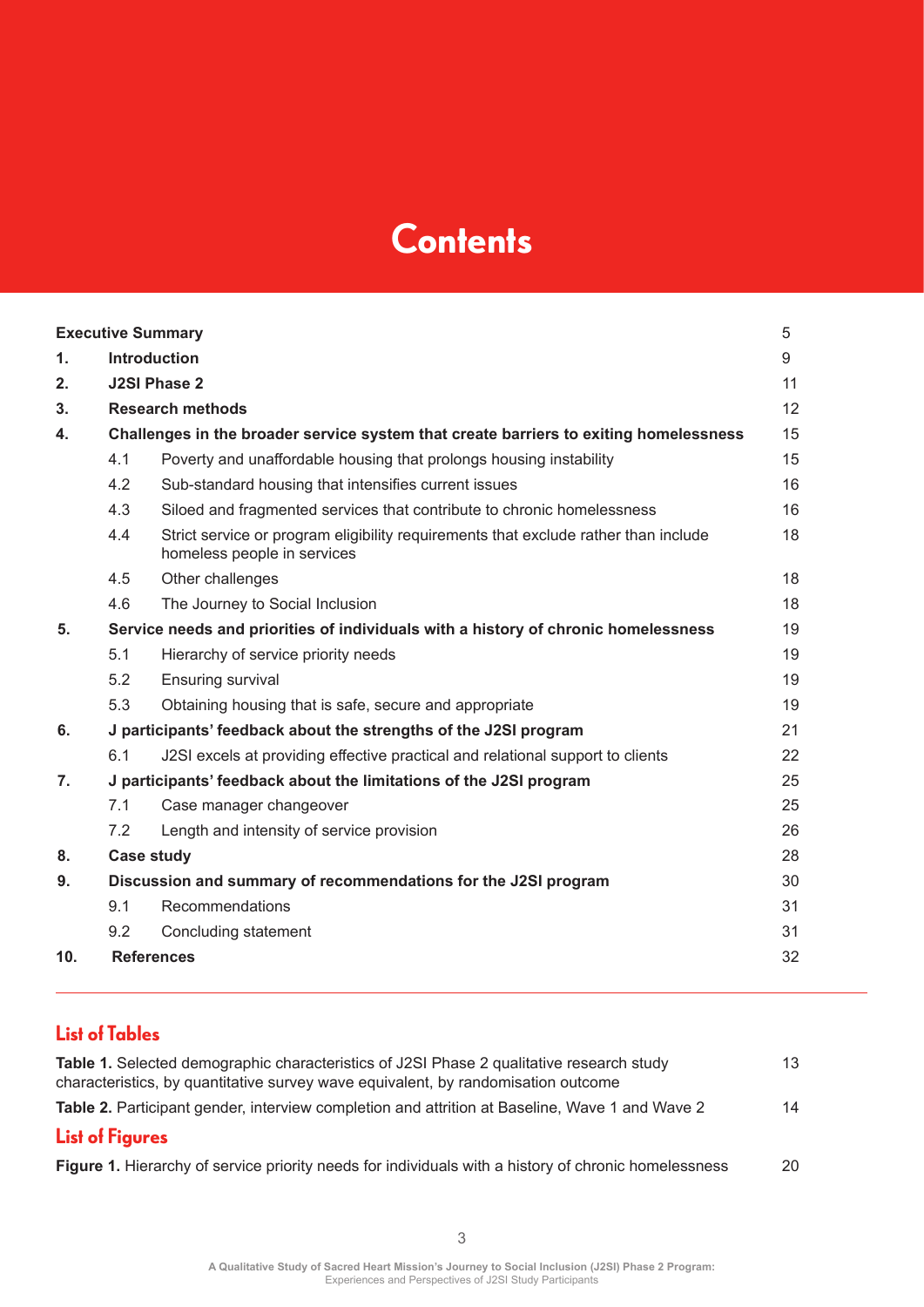# Contents

| | | |
|---|---|---|
| **Executive Summary** | | 5 |
| **1.** | **Introduction** | 9 |
| **2.** | **J2SI Phase 2** | 11 |
| **3.** | **Research methods** | 12 |
| **4.** | **Challenges in the broader service system that create barriers to exiting homelessness** | 15 |
| | 4.1 Poverty and unaffordable housing that prolongs housing instability | 15 |
| | 4.2 Sub-standard housing that intensifies current issues | 16 |
| | 4.3 Siloed and fragmented services that contribute to chronic homelessness | 16 |
| | 4.4 Strict service or program eligibility requirements that exclude rather than include homeless people in services | 18 |
| | 4.5 Other challenges | 18 |
| | 4.6 The Journey to Social Inclusion | 18 |
| **5.** | **Service needs and priorities of individuals with a history of chronic homelessness** | 19 |
| | 5.1 Hierarchy of service priority needs | 19 |
| | 5.2 Ensuring survival | 19 |
| | 5.3 Obtaining housing that is safe, secure and appropriate | 19 |
| **6.** | **J participants' feedback about the strengths of the J2SI program** | 21 |
| | 6.1 J2SI excels at providing effective practical and relational support to clients | 22 |
| **7.** | **J participants' feedback about the limitations of the J2SI program** | 25 |
| | 7.1 Case manager changeover | 25 |
| | 7.2 Length and intensity of service provision | 26 |
| **8.** | **Case study** | 28 |
| **9.** | **Discussion and summary of recommendations for the J2SI program** | 30 |
| | 9.1 Recommendations | 31 |
| | 9.2 Concluding statement | 31 |
| **10.** | **References** | 32 |

## List of Tables

**Table 1.** Selected demographic characteristics of J2SI Phase 2 qualitative research study characteristics, by quantitative survey wave equivalent, by randomisation outcome — 13

**Table 2.** Participant gender, interview completion and attrition at Baseline, Wave 1 and Wave 2 — 14

## List of Figures

**Figure 1.** Hierarchy of service priority needs for individuals with a history of chronic homelessness — 20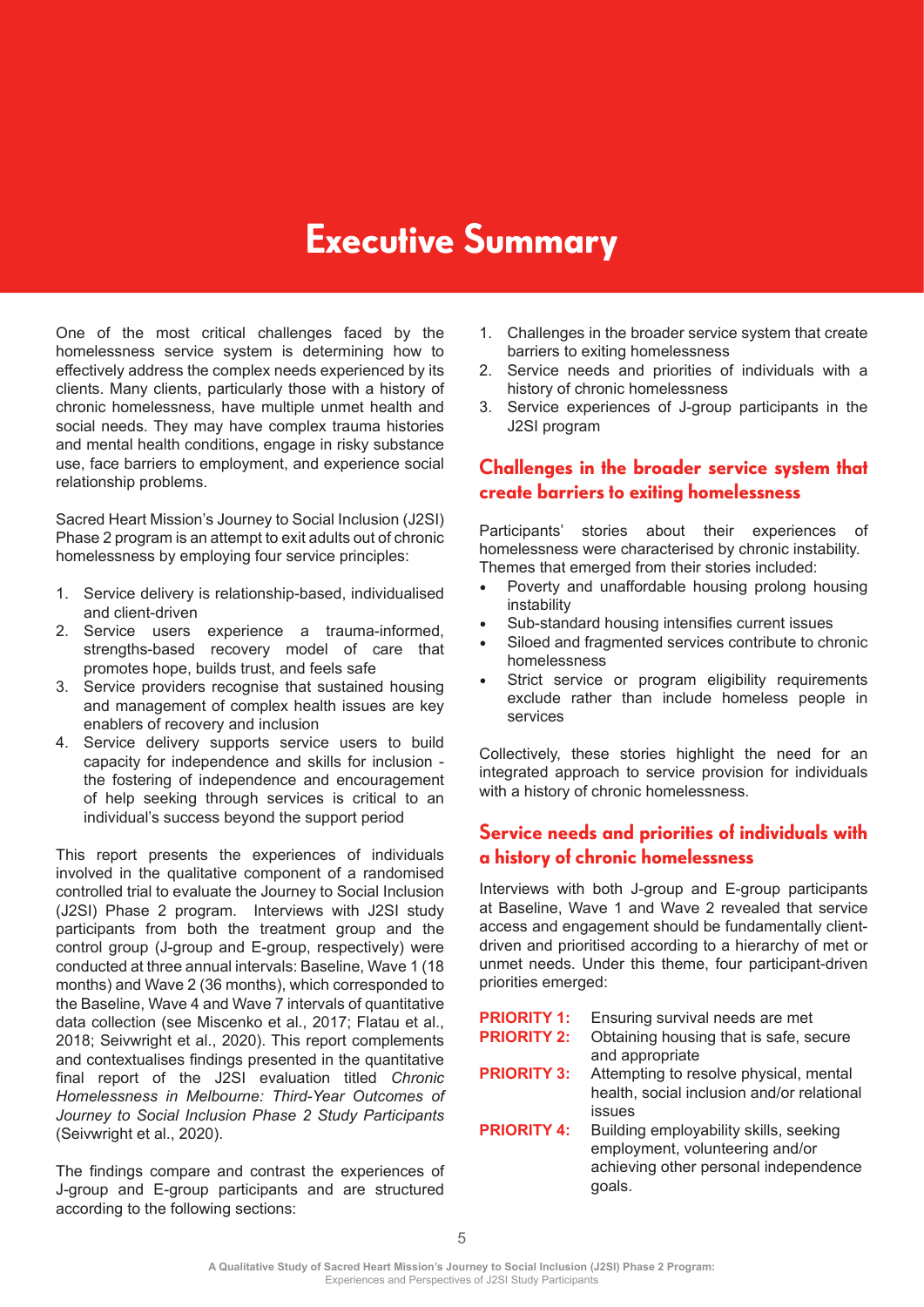# Executive Summary

One of the most critical challenges faced by the homelessness service system is determining how to effectively address the complex needs experienced by its clients. Many clients, particularly those with a history of chronic homelessness, have multiple unmet health and social needs. They may have complex trauma histories and mental health conditions, engage in risky substance use, face barriers to employment, and experience social relationship problems.

Sacred Heart Mission's Journey to Social Inclusion (J2SI) Phase 2 program is an attempt to exit adults out of chronic homelessness by employing four service principles:

1. Service delivery is relationship-based, individualised and client-driven
2. Service users experience a trauma-informed, strengths-based recovery model of care that promotes hope, builds trust, and feels safe
3. Service providers recognise that sustained housing and management of complex health issues are key enablers of recovery and inclusion
4. Service delivery supports service users to build capacity for independence and skills for inclusion - the fostering of independence and encouragement of help seeking through services is critical to an individual's success beyond the support period

This report presents the experiences of individuals involved in the qualitative component of a randomised controlled trial to evaluate the Journey to Social Inclusion (J2SI) Phase 2 program. Interviews with J2SI study participants from both the treatment group and the control group (J-group and E-group, respectively) were conducted at three annual intervals: Baseline, Wave 1 (18 months) and Wave 2 (36 months), which corresponded to the Baseline, Wave 4 and Wave 7 intervals of quantitative data collection (see Miscenko et al., 2017; Flatau et al., 2018; Seivwright et al., 2020). This report complements and contextualises findings presented in the quantitative final report of the J2SI evaluation titled *Chronic Homelessness in Melbourne: Third-Year Outcomes of Journey to Social Inclusion Phase 2 Study Participants* (Seivwright et al., 2020).

The findings compare and contrast the experiences of J-group and E-group participants and are structured according to the following sections:

1. Challenges in the broader service system that create barriers to exiting homelessness
2. Service needs and priorities of individuals with a history of chronic homelessness
3. Service experiences of J-group participants in the J2SI program

## Challenges in the broader service system that create barriers to exiting homelessness

Participants' stories about their experiences of homelessness were characterised by chronic instability. Themes that emerged from their stories included:

- Poverty and unaffordable housing prolong housing instability
- Sub-standard housing intensifies current issues
- Siloed and fragmented services contribute to chronic homelessness
- Strict service or program eligibility requirements exclude rather than include homeless people in services

Collectively, these stories highlight the need for an integrated approach to service provision for individuals with a history of chronic homelessness.

## Service needs and priorities of individuals with a history of chronic homelessness

Interviews with both J-group and E-group participants at Baseline, Wave 1 and Wave 2 revealed that service access and engagement should be fundamentally client-driven and prioritised according to a hierarchy of met or unmet needs. Under this theme, four participant-driven priorities emerged:

**PRIORITY 1:** Ensuring survival needs are met

**PRIORITY 2:** Obtaining housing that is safe, secure and appropriate

**PRIORITY 3:** Attempting to resolve physical, mental health, social inclusion and/or relational issues

**PRIORITY 4:** Building employability skills, seeking employment, volunteering and/or achieving other personal independence goals.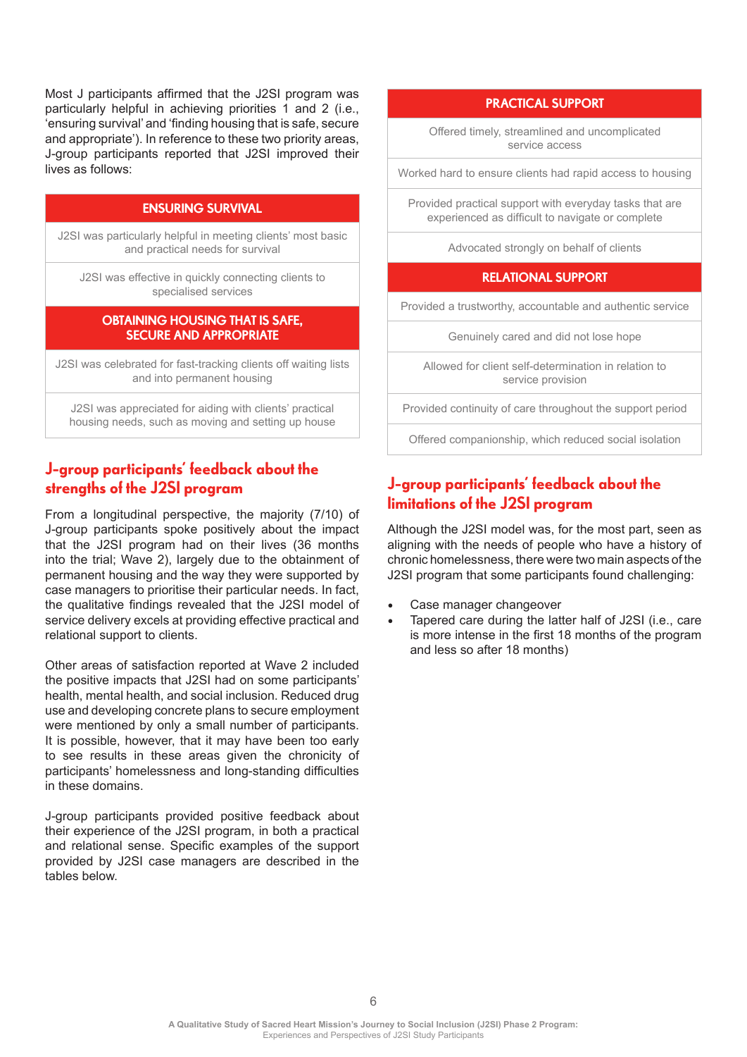Most J participants affirmed that the J2SI program was particularly helpful in achieving priorities 1 and 2 (i.e., 'ensuring survival' and 'finding housing that is safe, secure and appropriate'). In reference to these two priority areas, J-group participants reported that J2SI improved their lives as follows:

| ENSURING SURVIVAL |
|---|
| J2SI was particularly helpful in meeting clients' most basic and practical needs for survival |
| J2SI was effective in quickly connecting clients to specialised services |
| **OBTAINING HOUSING THAT IS SAFE, SECURE AND APPROPRIATE** |
| J2SI was celebrated for fast-tracking clients off waiting lists and into permanent housing |
| J2SI was appreciated for aiding with clients' practical housing needs, such as moving and setting up house |

## J-group participants' feedback about the strengths of the J2SI program

From a longitudinal perspective, the majority (7/10) of J-group participants spoke positively about the impact that the J2SI program had on their lives (36 months into the trial; Wave 2), largely due to the obtainment of permanent housing and the way they were supported by case managers to prioritise their particular needs. In fact, the qualitative findings revealed that the J2SI model of service delivery excels at providing effective practical and relational support to clients.

Other areas of satisfaction reported at Wave 2 included the positive impacts that J2SI had on some participants' health, mental health, and social inclusion. Reduced drug use and developing concrete plans to secure employment were mentioned by only a small number of participants. It is possible, however, that it may have been too early to see results in these areas given the chronicity of participants' homelessness and long-standing difficulties in these domains.

J-group participants provided positive feedback about their experience of the J2SI program, in both a practical and relational sense. Specific examples of the support provided by J2SI case managers are described in the tables below.

| PRACTICAL SUPPORT |
|---|
| Offered timely, streamlined and uncomplicated service access |
| Worked hard to ensure clients had rapid access to housing |
| Provided practical support with everyday tasks that are experienced as difficult to navigate or complete |
| Advocated strongly on behalf of clients |
| **RELATIONAL SUPPORT** |
| Provided a trustworthy, accountable and authentic service |
| Genuinely cared and did not lose hope |
| Allowed for client self-determination in relation to service provision |
| Provided continuity of care throughout the support period |
| Offered companionship, which reduced social isolation |

## J-group participants' feedback about the limitations of the J2SI program

Although the J2SI model was, for the most part, seen as aligning with the needs of people who have a history of chronic homelessness, there were two main aspects of the J2SI program that some participants found challenging:

- Case manager changeover
- Tapered care during the latter half of J2SI (i.e., care is more intense in the first 18 months of the program and less so after 18 months)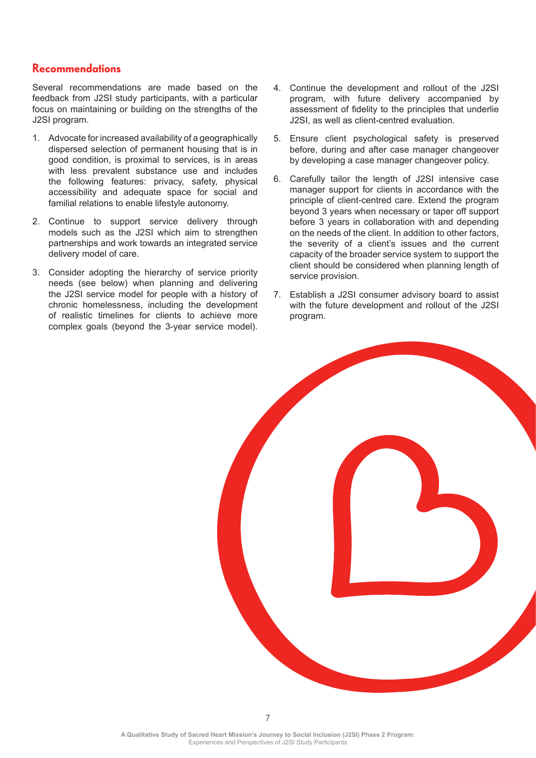## Recommendations

Several recommendations are made based on the feedback from J2SI study participants, with a particular focus on maintaining or building on the strengths of the J2SI program.

1. Advocate for increased availability of a geographically dispersed selection of permanent housing that is in good condition, is proximal to services, is in areas with less prevalent substance use and includes the following features: privacy, safety, physical accessibility and adequate space for social and familial relations to enable lifestyle autonomy.
2. Continue to support service delivery through models such as the J2SI which aim to strengthen partnerships and work towards an integrated service delivery model of care.
3. Consider adopting the hierarchy of service priority needs (see below) when planning and delivering the J2SI service model for people with a history of chronic homelessness, including the development of realistic timelines for clients to achieve more complex goals (beyond the 3-year service model).
4. Continue the development and rollout of the J2SI program, with future delivery accompanied by assessment of fidelity to the principles that underlie J2SI, as well as client-centred evaluation.
5. Ensure client psychological safety is preserved before, during and after case manager changeover by developing a case manager changeover policy.
6. Carefully tailor the length of J2SI intensive case manager support for clients in accordance with the principle of client-centred care. Extend the program beyond 3 years when necessary or taper off support before 3 years in collaboration with and depending on the needs of the client. In addition to other factors, the severity of a client's issues and the current capacity of the broader service system to support the client should be considered when planning length of service provision.
7. Establish a J2SI consumer advisory board to assist with the future development and rollout of the J2SI program.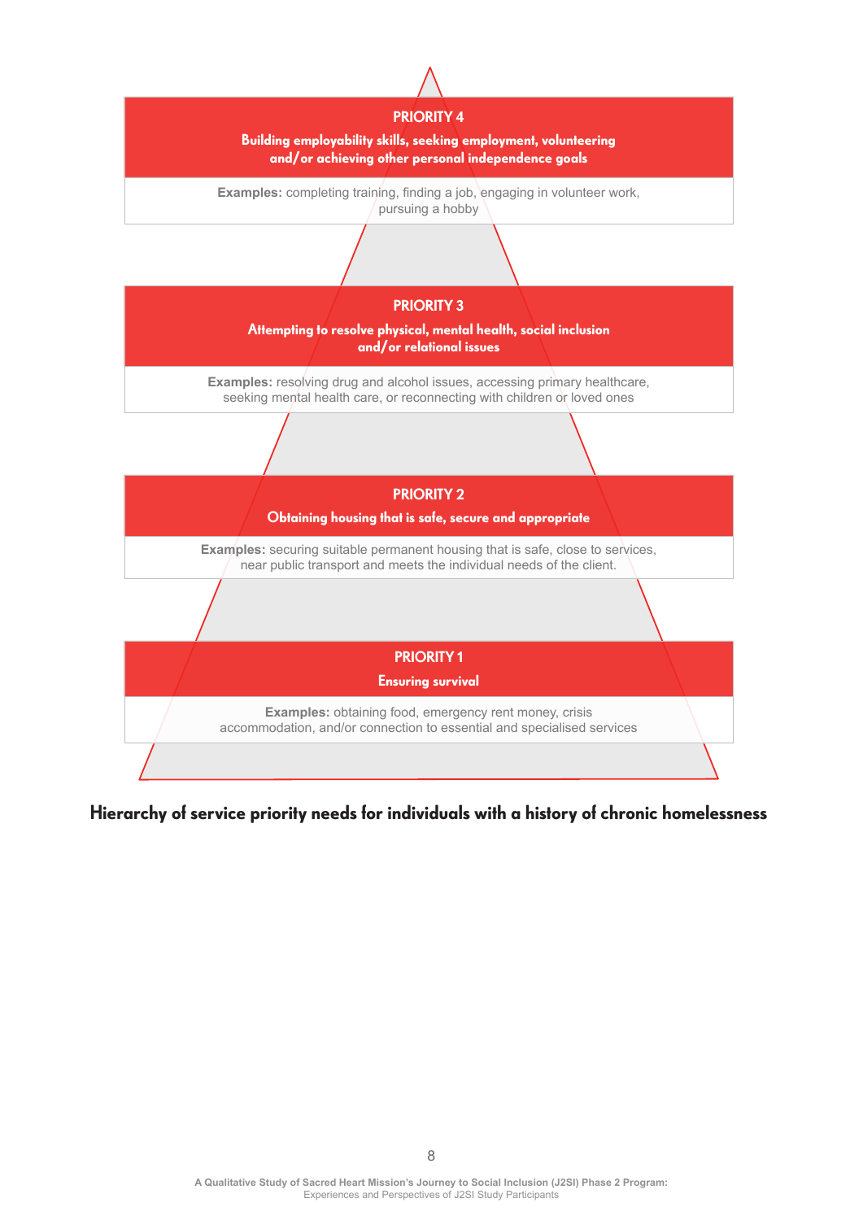**PRIORITY 4**

**Building employability skills, seeking employment, volunteering and/or achieving other personal independence goals**

**Examples:** completing training, finding a job, engaging in volunteer work, pursuing a hobby

**PRIORITY 3**

**Attempting to resolve physical, mental health, social inclusion and/or relational issues**

**Examples:** resolving drug and alcohol issues, accessing primary healthcare, seeking mental health care, or reconnecting with children or loved ones

**PRIORITY 2**

**Obtaining housing that is safe, secure and appropriate**

**Examples:** securing suitable permanent housing that is safe, close to services, near public transport and meets the individual needs of the client.

**PRIORITY 1**

**Ensuring survival**

**Examples:** obtaining food, emergency rent money, crisis accommodation, and/or connection to essential and specialised services

**Hierarchy of service priority needs for individuals with a history of chronic homelessness**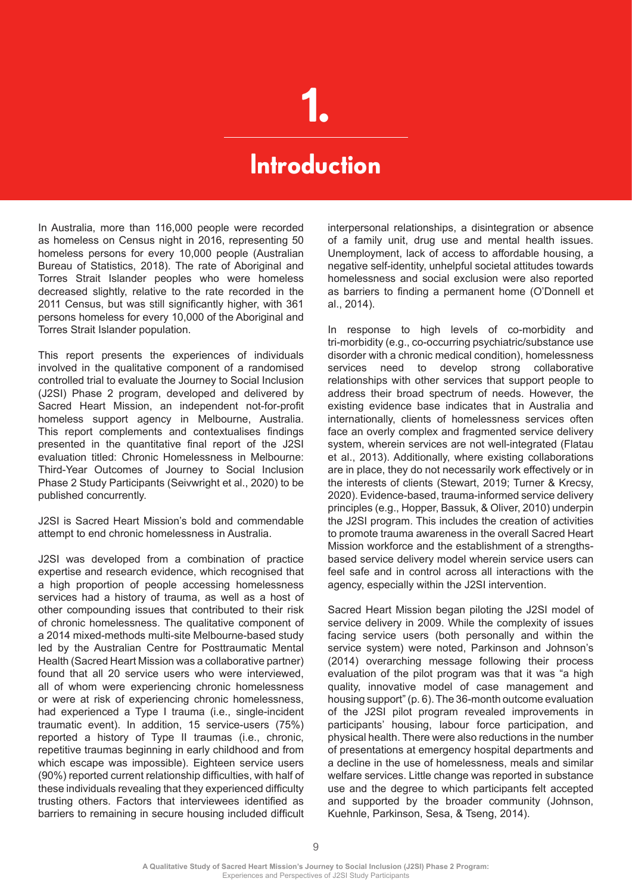# 1. Introduction

In Australia, more than 116,000 people were recorded as homeless on Census night in 2016, representing 50 homeless persons for every 10,000 people (Australian Bureau of Statistics, 2018). The rate of Aboriginal and Torres Strait Islander peoples who were homeless decreased slightly, relative to the rate recorded in the 2011 Census, but was still significantly higher, with 361 persons homeless for every 10,000 of the Aboriginal and Torres Strait Islander population.

This report presents the experiences of individuals involved in the qualitative component of a randomised controlled trial to evaluate the Journey to Social Inclusion (J2SI) Phase 2 program, developed and delivered by Sacred Heart Mission, an independent not-for-profit homeless support agency in Melbourne, Australia. This report complements and contextualises findings presented in the quantitative final report of the J2SI evaluation titled: Chronic Homelessness in Melbourne: Third-Year Outcomes of Journey to Social Inclusion Phase 2 Study Participants (Seivwright et al., 2020) to be published concurrently.

J2SI is Sacred Heart Mission's bold and commendable attempt to end chronic homelessness in Australia.

J2SI was developed from a combination of practice expertise and research evidence, which recognised that a high proportion of people accessing homelessness services had a history of trauma, as well as a host of other compounding issues that contributed to their risk of chronic homelessness. The qualitative component of a 2014 mixed-methods multi-site Melbourne-based study led by the Australian Centre for Posttraumatic Mental Health (Sacred Heart Mission was a collaborative partner) found that all 20 service users who were interviewed, all of whom were experiencing chronic homelessness or were at risk of experiencing chronic homelessness, had experienced a Type I trauma (i.e., single-incident traumatic event). In addition, 15 service-users (75%) reported a history of Type II traumas (i.e., chronic, repetitive traumas beginning in early childhood and from which escape was impossible). Eighteen service users (90%) reported current relationship difficulties, with half of these individuals revealing that they experienced difficulty trusting others. Factors that interviewees identified as barriers to remaining in secure housing included difficult interpersonal relationships, a disintegration or absence of a family unit, drug use and mental health issues. Unemployment, lack of access to affordable housing, a negative self-identity, unhelpful societal attitudes towards homelessness and social exclusion were also reported as barriers to finding a permanent home (O'Donnell et al., 2014).

In response to high levels of co-morbidity and tri-morbidity (e.g., co-occurring psychiatric/substance use disorder with a chronic medical condition), homelessness services need to develop strong collaborative relationships with other services that support people to address their broad spectrum of needs. However, the existing evidence base indicates that in Australia and internationally, clients of homelessness services often face an overly complex and fragmented service delivery system, wherein services are not well-integrated (Flatau et al., 2013). Additionally, where existing collaborations are in place, they do not necessarily work effectively or in the interests of clients (Stewart, 2019; Turner & Krecsy, 2020). Evidence-based, trauma-informed service delivery principles (e.g., Hopper, Bassuk, & Oliver, 2010) underpin the J2SI program. This includes the creation of activities to promote trauma awareness in the overall Sacred Heart Mission workforce and the establishment of a strengths-based service delivery model wherein service users can feel safe and in control across all interactions with the agency, especially within the J2SI intervention.

Sacred Heart Mission began piloting the J2SI model of service delivery in 2009. While the complexity of issues facing service users (both personally and within the service system) were noted, Parkinson and Johnson's (2014) overarching message following their process evaluation of the pilot program was that it was "a high quality, innovative model of case management and housing support" (p. 6). The 36-month outcome evaluation of the J2SI pilot program revealed improvements in participants' housing, labour force participation, and physical health. There were also reductions in the number of presentations at emergency hospital departments and a decline in the use of homelessness, meals and similar welfare services. Little change was reported in substance use and the degree to which participants felt accepted and supported by the broader community (Johnson, Kuehnle, Parkinson, Sesa, & Tseng, 2014).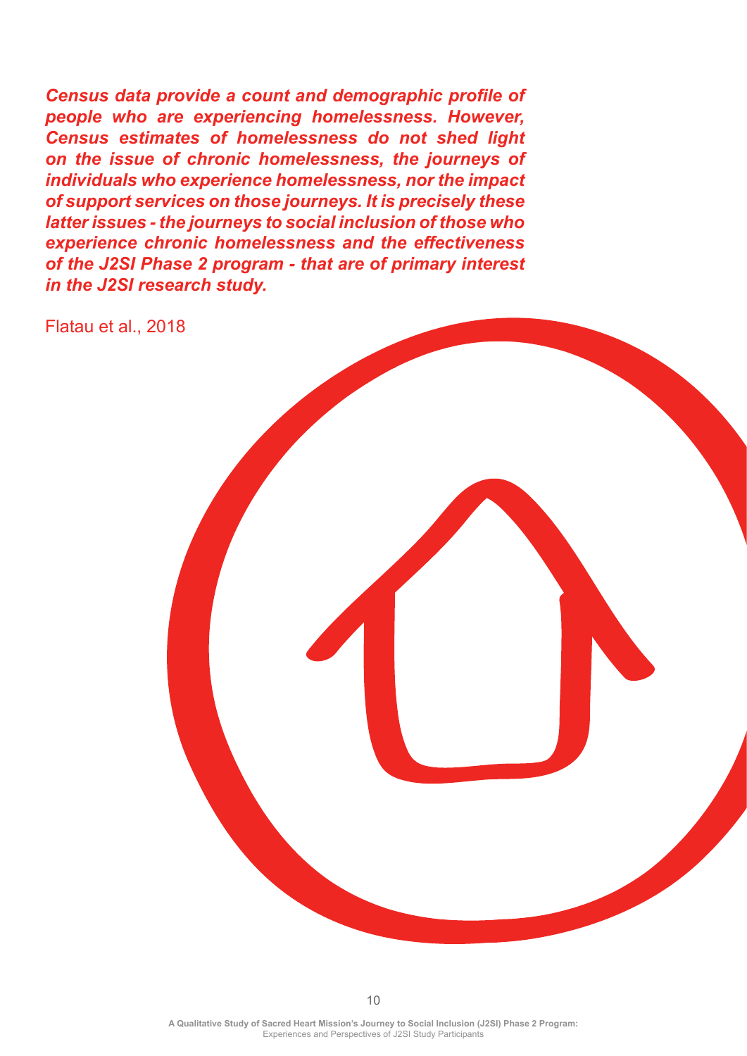***Census data provide a count and demographic profile of people who are experiencing homelessness. However, Census estimates of homelessness do not shed light on the issue of chronic homelessness, the journeys of individuals who experience homelessness, nor the impact of support services on those journeys. It is precisely these latter issues - the journeys to social inclusion of those who experience chronic homelessness and the effectiveness of the J2SI Phase 2 program - that are of primary interest in the J2SI research study.***

Flatau et al., 2018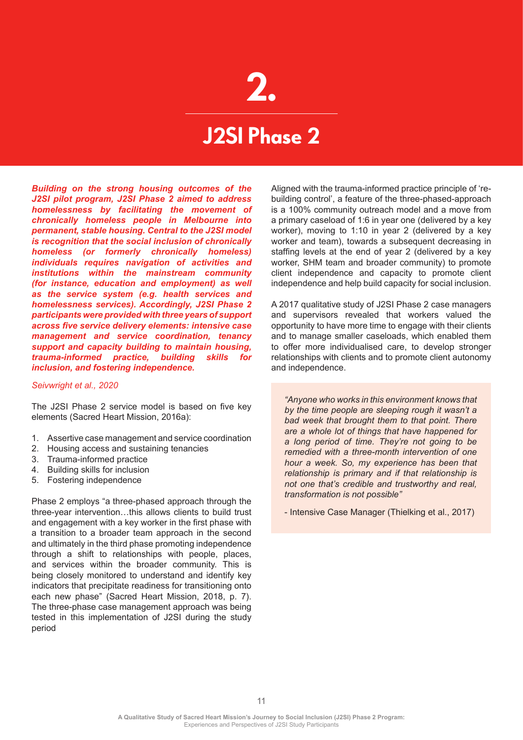# 2.

# J2SI Phase 2

***Building on the strong housing outcomes of the J2SI pilot program, J2SI Phase 2 aimed to address homelessness by facilitating the movement of chronically homeless people in Melbourne into permanent, stable housing. Central to the J2SI model is recognition that the social inclusion of chronically homeless (or formerly chronically homeless) individuals requires navigation of activities and institutions within the mainstream community (for instance, education and employment) as well as the service system (e.g. health services and homelessness services). Accordingly, J2SI Phase 2 participants were provided with three years of support across five service delivery elements: intensive case management and service coordination, tenancy support and capacity building to maintain housing, trauma-informed practice, building skills for inclusion, and fostering independence.***

*Seivwright et al., 2020*

The J2SI Phase 2 service model is based on five key elements (Sacred Heart Mission, 2016a):

1. Assertive case management and service coordination
2. Housing access and sustaining tenancies
3. Trauma-informed practice
4. Building skills for inclusion
5. Fostering independence

Phase 2 employs "a three-phased approach through the three-year intervention…this allows clients to build trust and engagement with a key worker in the first phase with a transition to a broader team approach in the second and ultimately in the third phase promoting independence through a shift to relationships with people, places, and services within the broader community. This is being closely monitored to understand and identify key indicators that precipitate readiness for transitioning onto each new phase" (Sacred Heart Mission, 2018, p. 7). The three-phase case management approach was being tested in this implementation of J2SI during the study period

Aligned with the trauma-informed practice principle of 're-building control', a feature of the three-phased-approach is a 100% community outreach model and a move from a primary caseload of 1:6 in year one (delivered by a key worker), moving to 1:10 in year 2 (delivered by a key worker and team), towards a subsequent decreasing in staffing levels at the end of year 2 (delivered by a key worker, SHM team and broader community) to promote client independence and capacity to promote client independence and help build capacity for social inclusion.

A 2017 qualitative study of J2SI Phase 2 case managers and supervisors revealed that workers valued the opportunity to have more time to engage with their clients and to manage smaller caseloads, which enabled them to offer more individualised care, to develop stronger relationships with clients and to promote client autonomy and independence.

> *"Anyone who works in this environment knows that by the time people are sleeping rough it wasn't a bad week that brought them to that point. There are a whole lot of things that have happened for a long period of time. They're not going to be remedied with a three-month intervention of one hour a week. So, my experience has been that relationship is primary and if that relationship is not one that's credible and trustworthy and real, transformation is not possible"*
>
> \- Intensive Case Manager (Thielking et al., 2017)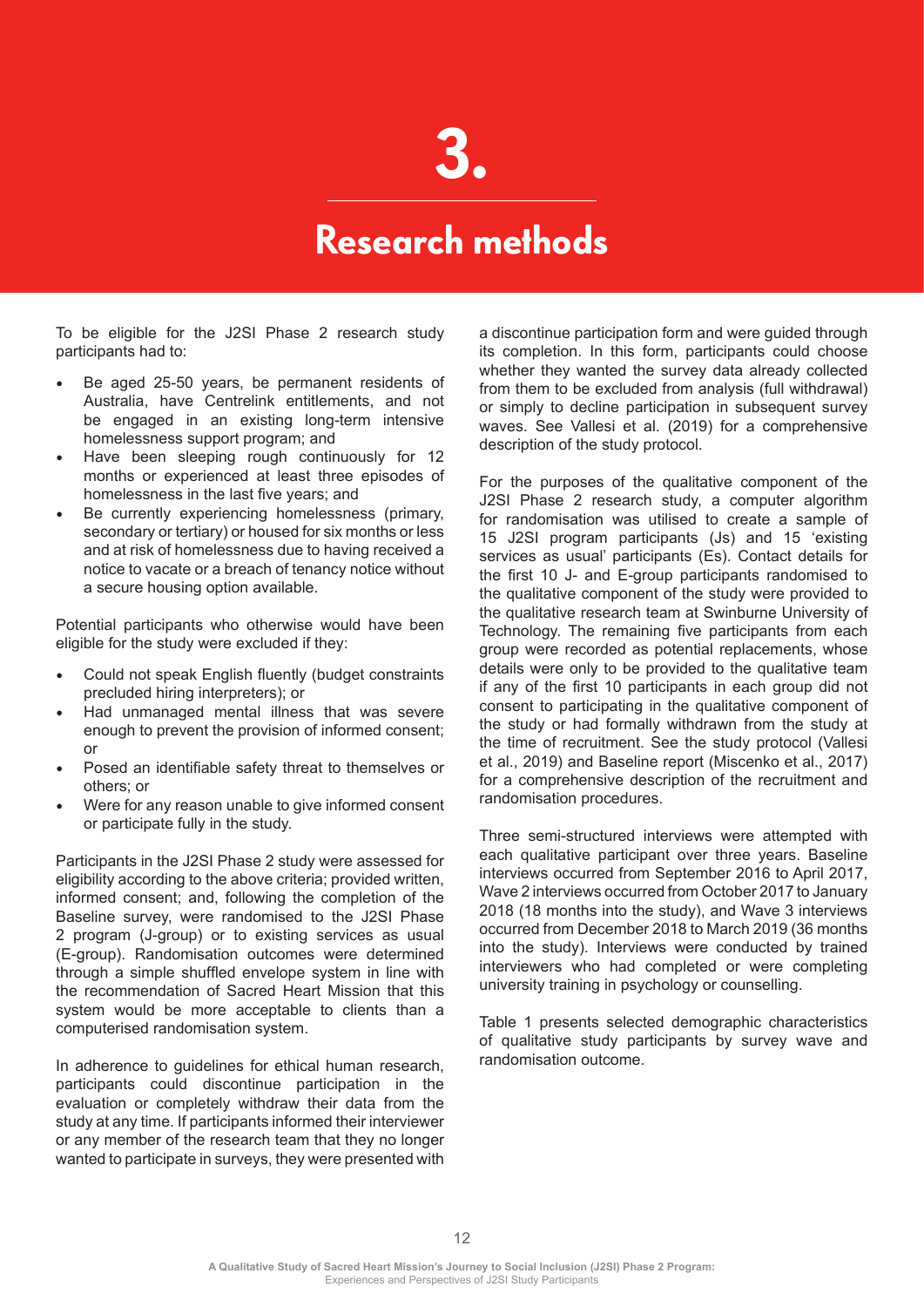# 3. Research methods

To be eligible for the J2SI Phase 2 research study participants had to:

- Be aged 25-50 years, be permanent residents of Australia, have Centrelink entitlements, and not be engaged in an existing long-term intensive homelessness support program; and
- Have been sleeping rough continuously for 12 months or experienced at least three episodes of homelessness in the last five years; and
- Be currently experiencing homelessness (primary, secondary or tertiary) or housed for six months or less and at risk of homelessness due to having received a notice to vacate or a breach of tenancy notice without a secure housing option available.

Potential participants who otherwise would have been eligible for the study were excluded if they:

- Could not speak English fluently (budget constraints precluded hiring interpreters); or
- Had unmanaged mental illness that was severe enough to prevent the provision of informed consent; or
- Posed an identifiable safety threat to themselves or others; or
- Were for any reason unable to give informed consent or participate fully in the study.

Participants in the J2SI Phase 2 study were assessed for eligibility according to the above criteria; provided written, informed consent; and, following the completion of the Baseline survey, were randomised to the J2SI Phase 2 program (J-group) or to existing services as usual (E-group). Randomisation outcomes were determined through a simple shuffled envelope system in line with the recommendation of Sacred Heart Mission that this system would be more acceptable to clients than a computerised randomisation system.

In adherence to guidelines for ethical human research, participants could discontinue participation in the evaluation or completely withdraw their data from the study at any time. If participants informed their interviewer or any member of the research team that they no longer wanted to participate in surveys, they were presented with a discontinue participation form and were guided through its completion. In this form, participants could choose whether they wanted the survey data already collected from them to be excluded from analysis (full withdrawal) or simply to decline participation in subsequent survey waves. See Vallesi et al. (2019) for a comprehensive description of the study protocol.

For the purposes of the qualitative component of the J2SI Phase 2 research study, a computer algorithm for randomisation was utilised to create a sample of 15 J2SI program participants (Js) and 15 'existing services as usual' participants (Es). Contact details for the first 10 J- and E-group participants randomised to the qualitative component of the study were provided to the qualitative research team at Swinburne University of Technology. The remaining five participants from each group were recorded as potential replacements, whose details were only to be provided to the qualitative team if any of the first 10 participants in each group did not consent to participating in the qualitative component of the study or had formally withdrawn from the study at the time of recruitment. See the study protocol (Vallesi et al., 2019) and Baseline report (Miscenko et al., 2017) for a comprehensive description of the recruitment and randomisation procedures.

Three semi-structured interviews were attempted with each qualitative participant over three years. Baseline interviews occurred from September 2016 to April 2017, Wave 2 interviews occurred from October 2017 to January 2018 (18 months into the study), and Wave 3 interviews occurred from December 2018 to March 2019 (36 months into the study). Interviews were conducted by trained interviewers who had completed or were completing university training in psychology or counselling.

Table 1 presents selected demographic characteristics of qualitative study participants by survey wave and randomisation outcome.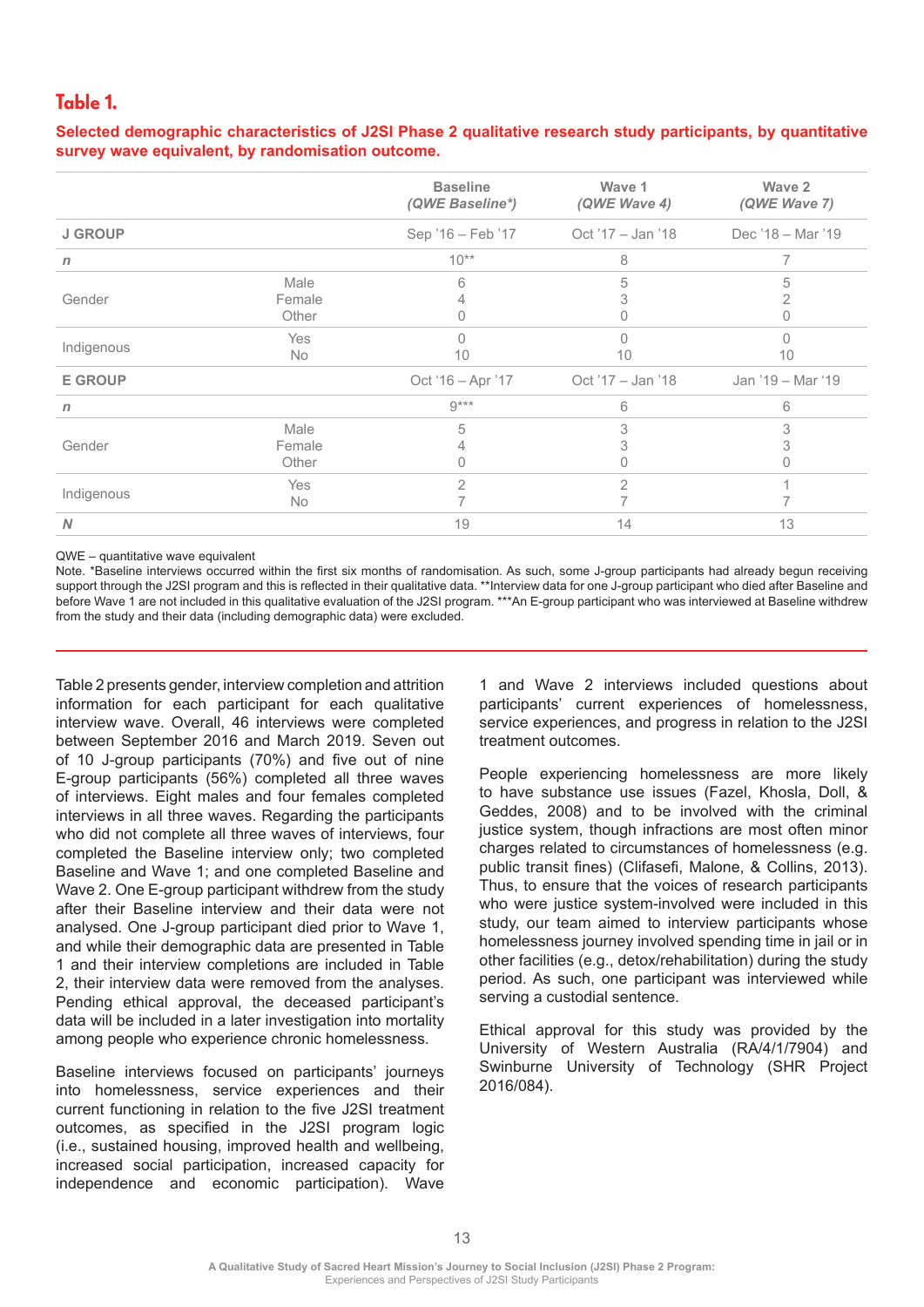## Table 1.

**Selected demographic characteristics of J2SI Phase 2 qualitative research study participants, by quantitative survey wave equivalent, by randomisation outcome.**

| | | Baseline *(QWE Baseline*)* | Wave 1 *(QWE Wave 4)* | Wave 2 *(QWE Wave 7)* |
|---|---|---|---|---|
| **J GROUP** | | Sep '16 – Feb '17 | Oct '17 – Jan '18 | Dec '18 – Mar '19 |
| *n* | | 10** | 8 | 7 |
| Gender | Male | 6 | 5 | 5 |
| | Female | 4 | 3 | 2 |
| | Other | 0 | 0 | 0 |
| Indigenous | Yes | 0 | 0 | 0 |
| | No | 10 | 10 | 10 |
| **E GROUP** | | Oct '16 – Apr '17 | Oct '17 – Jan '18 | Jan '19 – Mar '19 |
| *n* | | 9*** | 6 | 6 |
| Gender | Male | 5 | 3 | 3 |
| | Female | 4 | 3 | 3 |
| | Other | 0 | 0 | 0 |
| Indigenous | Yes | 2 | 2 | 1 |
| | No | 7 | 7 | 7 |
| ***N*** | | 19 | 14 | 13 |

QWE – quantitative wave equivalent
Note. *Baseline interviews occurred within the first six months of randomisation. As such, some J-group participants had already begun receiving support through the J2SI program and this is reflected in their qualitative data. **Interview data for one J-group participant who died after Baseline and before Wave 1 are not included in this qualitative evaluation of the J2SI program. ***An E-group participant who was interviewed at Baseline withdrew from the study and their data (including demographic data) were excluded.

Table 2 presents gender, interview completion and attrition information for each participant for each qualitative interview wave. Overall, 46 interviews were completed between September 2016 and March 2019. Seven out of 10 J-group participants (70%) and five out of nine E-group participants (56%) completed all three waves of interviews. Eight males and four females completed interviews in all three waves. Regarding the participants who did not complete all three waves of interviews, four completed the Baseline interview only; two completed Baseline and Wave 1; and one completed Baseline and Wave 2. One E-group participant withdrew from the study after their Baseline interview and their data were not analysed. One J-group participant died prior to Wave 1, and while their demographic data are presented in Table 1 and their interview completions are included in Table 2, their interview data were removed from the analyses. Pending ethical approval, the deceased participant's data will be included in a later investigation into mortality among people who experience chronic homelessness.

Baseline interviews focused on participants' journeys into homelessness, service experiences and their current functioning in relation to the five J2SI treatment outcomes, as specified in the J2SI program logic (i.e., sustained housing, improved health and wellbeing, increased social participation, increased capacity for independence and economic participation). Wave 1 and Wave 2 interviews included questions about participants' current experiences of homelessness, service experiences, and progress in relation to the J2SI treatment outcomes.

People experiencing homelessness are more likely to have substance use issues (Fazel, Khosla, Doll, & Geddes, 2008) and to be involved with the criminal justice system, though infractions are most often minor charges related to circumstances of homelessness (e.g. public transit fines) (Clifasefi, Malone, & Collins, 2013). Thus, to ensure that the voices of research participants who were justice system-involved were included in this study, our team aimed to interview participants whose homelessness journey involved spending time in jail or in other facilities (e.g., detox/rehabilitation) during the study period. As such, one participant was interviewed while serving a custodial sentence.

Ethical approval for this study was provided by the University of Western Australia (RA/4/1/7904) and Swinburne University of Technology (SHR Project 2016/084).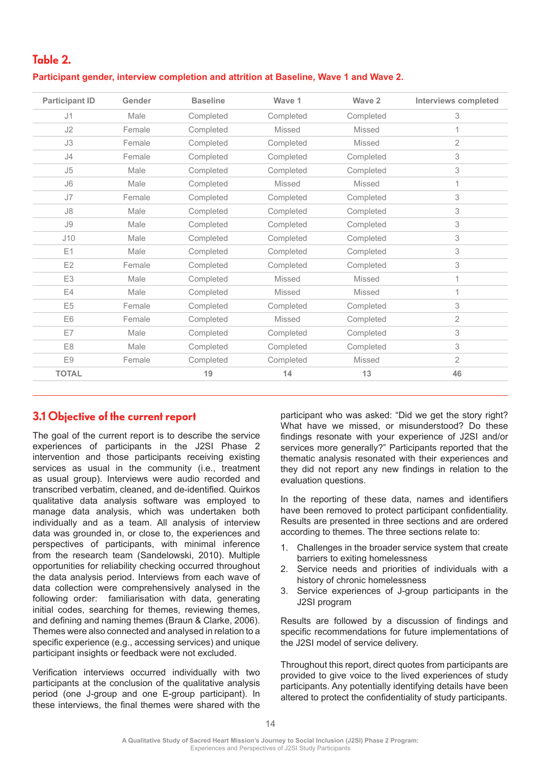## Table 2.

**Participant gender, interview completion and attrition at Baseline, Wave 1 and Wave 2.**

| Participant ID | Gender | Baseline | Wave 1 | Wave 2 | Interviews completed |
|---|---|---|---|---|---|
| J1 | Male | Completed | Completed | Completed | 3 |
| J2 | Female | Completed | Missed | Missed | 1 |
| J3 | Female | Completed | Completed | Missed | 2 |
| J4 | Female | Completed | Completed | Completed | 3 |
| J5 | Male | Completed | Completed | Completed | 3 |
| J6 | Male | Completed | Missed | Missed | 1 |
| J7 | Female | Completed | Completed | Completed | 3 |
| J8 | Male | Completed | Completed | Completed | 3 |
| J9 | Male | Completed | Completed | Completed | 3 |
| J10 | Male | Completed | Completed | Completed | 3 |
| E1 | Male | Completed | Completed | Completed | 3 |
| E2 | Female | Completed | Completed | Completed | 3 |
| E3 | Male | Completed | Missed | Missed | 1 |
| E4 | Male | Completed | Missed | Missed | 1 |
| E5 | Female | Completed | Completed | Completed | 3 |
| E6 | Female | Completed | Missed | Completed | 2 |
| E7 | Male | Completed | Completed | Completed | 3 |
| E8 | Male | Completed | Completed | Completed | 3 |
| E9 | Female | Completed | Completed | Missed | 2 |
| **TOTAL** | | **19** | **14** | **13** | **46** |

## 3.1 Objective of the current report

The goal of the current report is to describe the service experiences of participants in the J2SI Phase 2 intervention and those participants receiving existing services as usual in the community (i.e., treatment as usual group). Interviews were audio recorded and transcribed verbatim, cleaned, and de-identified. Quirkos qualitative data analysis software was employed to manage data analysis, which was undertaken both individually and as a team. All analysis of interview data was grounded in, or close to, the experiences and perspectives of participants, with minimal inference from the research team (Sandelowski, 2010). Multiple opportunities for reliability checking occurred throughout the data analysis period. Interviews from each wave of data collection were comprehensively analysed in the following order: familiarisation with data, generating initial codes, searching for themes, reviewing themes, and defining and naming themes (Braun & Clarke, 2006). Themes were also connected and analysed in relation to a specific experience (e.g., accessing services) and unique participant insights or feedback were not excluded.

Verification interviews occurred individually with two participants at the conclusion of the qualitative analysis period (one J-group and one E-group participant). In these interviews, the final themes were shared with the participant who was asked: "Did we get the story right? What have we missed, or misunderstood? Do these findings resonate with your experience of J2SI and/or services more generally?" Participants reported that the thematic analysis resonated with their experiences and they did not report any new findings in relation to the evaluation questions.

In the reporting of these data, names and identifiers have been removed to protect participant confidentiality. Results are presented in three sections and are ordered according to themes. The three sections relate to:

1. Challenges in the broader service system that create barriers to exiting homelessness
2. Service needs and priorities of individuals with a history of chronic homelessness
3. Service experiences of J-group participants in the J2SI program

Results are followed by a discussion of findings and specific recommendations for future implementations of the J2SI model of service delivery.

Throughout this report, direct quotes from participants are provided to give voice to the lived experiences of study participants. Any potentially identifying details have been altered to protect the confidentiality of study participants.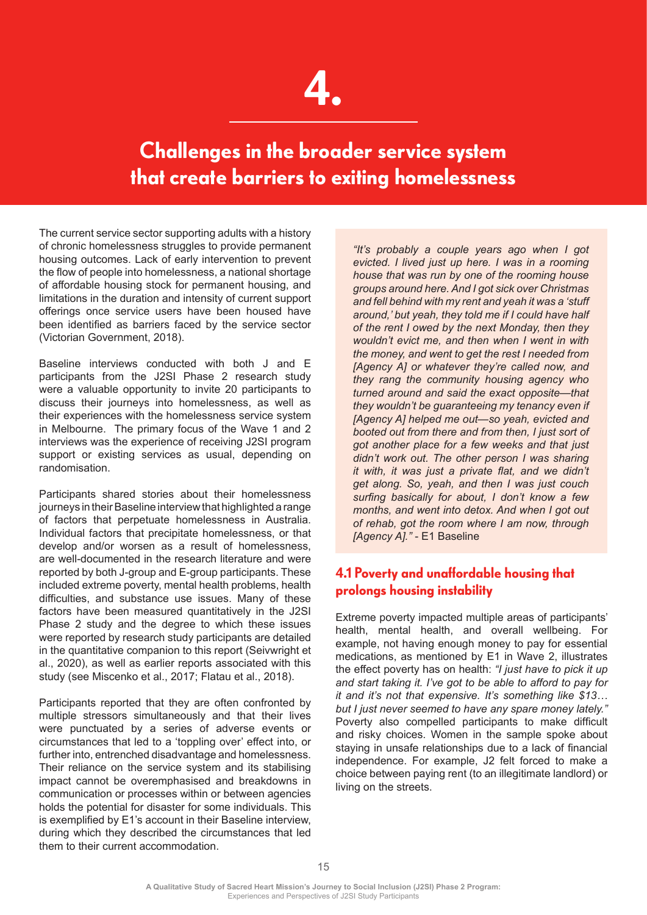# 4.

## Challenges in the broader service system that create barriers to exiting homelessness

The current service sector supporting adults with a history of chronic homelessness struggles to provide permanent housing outcomes. Lack of early intervention to prevent the flow of people into homelessness, a national shortage of affordable housing stock for permanent housing, and limitations in the duration and intensity of current support offerings once service users have been housed have been identified as barriers faced by the service sector (Victorian Government, 2018).

Baseline interviews conducted with both J and E participants from the J2SI Phase 2 research study were a valuable opportunity to invite 20 participants to discuss their journeys into homelessness, as well as their experiences with the homelessness service system in Melbourne. The primary focus of the Wave 1 and 2 interviews was the experience of receiving J2SI program support or existing services as usual, depending on randomisation.

Participants shared stories about their homelessness journeys in their Baseline interview that highlighted a range of factors that perpetuate homelessness in Australia. Individual factors that precipitate homelessness, or that develop and/or worsen as a result of homelessness, are well-documented in the research literature and were reported by both J-group and E-group participants. These included extreme poverty, mental health problems, health difficulties, and substance use issues. Many of these factors have been measured quantitatively in the J2SI Phase 2 study and the degree to which these issues were reported by research study participants are detailed in the quantitative companion to this report (Seivwright et al., 2020), as well as earlier reports associated with this study (see Miscenko et al., 2017; Flatau et al., 2018).

Participants reported that they are often confronted by multiple stressors simultaneously and that their lives were punctuated by a series of adverse events or circumstances that led to a 'toppling over' effect into, or further into, entrenched disadvantage and homelessness. Their reliance on the service system and its stabilising impact cannot be overemphasised and breakdowns in communication or processes within or between agencies holds the potential for disaster for some individuals. This is exemplified by E1's account in their Baseline interview, during which they described the circumstances that led them to their current accommodation.

> *"It's probably a couple years ago when I got evicted. I lived just up here. I was in a rooming house that was run by one of the rooming house groups around here. And I got sick over Christmas and fell behind with my rent and yeah it was a 'stuff around,' but yeah, they told me if I could have half of the rent I owed by the next Monday, then they wouldn't evict me, and then when I went in with the money, and went to get the rest I needed from [Agency A] or whatever they're called now, and they rang the community housing agency who turned around and said the exact opposite—that they wouldn't be guaranteeing my tenancy even if [Agency A] helped me out—so yeah, evicted and booted out from there and from then, I just sort of got another place for a few weeks and that just didn't work out. The other person I was sharing it with, it was just a private flat, and we didn't get along. So, yeah, and then I was just couch surfing basically for about, I don't know a few months, and went into detox. And when I got out of rehab, got the room where I am now, through [Agency A]."* - E1 Baseline

### 4.1 Poverty and unaffordable housing that prolongs housing instability

Extreme poverty impacted multiple areas of participants' health, mental health, and overall wellbeing. For example, not having enough money to pay for essential medications, as mentioned by E1 in Wave 2, illustrates the effect poverty has on health: *"I just have to pick it up and start taking it. I've got to be able to afford to pay for it and it's not that expensive. It's something like $13… but I just never seemed to have any spare money lately."* Poverty also compelled participants to make difficult and risky choices. Women in the sample spoke about staying in unsafe relationships due to a lack of financial independence. For example, J2 felt forced to make a choice between paying rent (to an illegitimate landlord) or living on the streets.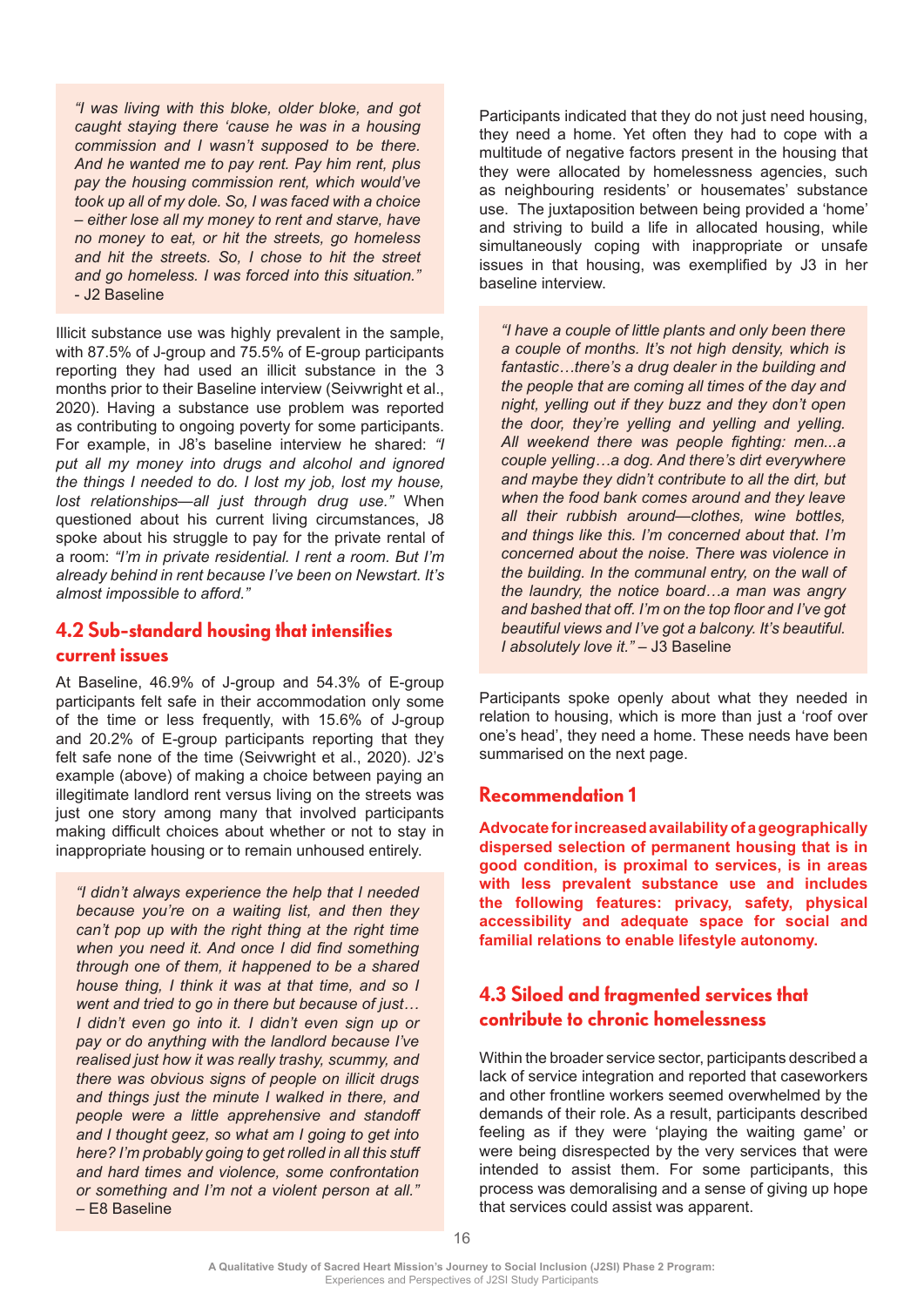> *"I was living with this bloke, older bloke, and got caught staying there 'cause he was in a housing commission and I wasn't supposed to be there. And he wanted me to pay rent. Pay him rent, plus pay the housing commission rent, which would've took up all of my dole. So, I was faced with a choice – either lose all my money to rent and starve, have no money to eat, or hit the streets, go homeless and hit the streets. So, I chose to hit the street and go homeless. I was forced into this situation."*
> - J2 Baseline

Illicit substance use was highly prevalent in the sample, with 87.5% of J-group and 75.5% of E-group participants reporting they had used an illicit substance in the 3 months prior to their Baseline interview (Seivwright et al., 2020). Having a substance use problem was reported as contributing to ongoing poverty for some participants. For example, in J8's baseline interview he shared: *"I put all my money into drugs and alcohol and ignored the things I needed to do. I lost my job, lost my house, lost relationships—all just through drug use."* When questioned about his current living circumstances, J8 spoke about his struggle to pay for the private rental of a room: *"I'm in private residential. I rent a room. But I'm already behind in rent because I've been on Newstart. It's almost impossible to afford."*

## 4.2 Sub-standard housing that intensifies current issues

At Baseline, 46.9% of J-group and 54.3% of E-group participants felt safe in their accommodation only some of the time or less frequently, with 15.6% of J-group and 20.2% of E-group participants reporting that they felt safe none of the time (Seivwright et al., 2020). J2's example (above) of making a choice between paying an illegitimate landlord rent versus living on the streets was just one story among many that involved participants making difficult choices about whether or not to stay in inappropriate housing or to remain unhoused entirely.

> *"I didn't always experience the help that I needed because you're on a waiting list, and then they can't pop up with the right thing at the right time when you need it. And once I did find something through one of them, it happened to be a shared house thing, I think it was at that time, and so I went and tried to go in there but because of just… I didn't even go into it. I didn't even sign up or pay or do anything with the landlord because I've realised just how it was really trashy, scummy, and there was obvious signs of people on illicit drugs and things just the minute I walked in there, and people were a little apprehensive and standoff and I thought geez, so what am I going to get into here? I'm probably going to get rolled in all this stuff and hard times and violence, some confrontation or something and I'm not a violent person at all."*
> – E8 Baseline

Participants indicated that they do not just need housing, they need a home. Yet often they had to cope with a multitude of negative factors present in the housing that they were allocated by homelessness agencies, such as neighbouring residents' or housemates' substance use. The juxtaposition between being provided a 'home' and striving to build a life in allocated housing, while simultaneously coping with inappropriate or unsafe issues in that housing, was exemplified by J3 in her baseline interview.

> *"I have a couple of little plants and only been there a couple of months. It's not high density, which is fantastic…there's a drug dealer in the building and the people that are coming all times of the day and night, yelling out if they buzz and they don't open the door, they're yelling and yelling and yelling. All weekend there was people fighting: men...a couple yelling…a dog. And there's dirt everywhere and maybe they didn't contribute to all the dirt, but when the food bank comes around and they leave all their rubbish around—clothes, wine bottles, and things like this. I'm concerned about that. I'm concerned about the noise. There was violence in the building. In the communal entry, on the wall of the laundry, the notice board…a man was angry and bashed that off. I'm on the top floor and I've got beautiful views and I've got a balcony. It's beautiful. I absolutely love it."* – J3 Baseline

Participants spoke openly about what they needed in relation to housing, which is more than just a 'roof over one's head', they need a home. These needs have been summarised on the next page.

### Recommendation 1

**Advocate for increased availability of a geographically dispersed selection of permanent housing that is in good condition, is proximal to services, is in areas with less prevalent substance use and includes the following features: privacy, safety, physical accessibility and adequate space for social and familial relations to enable lifestyle autonomy.**

## 4.3 Siloed and fragmented services that contribute to chronic homelessness

Within the broader service sector, participants described a lack of service integration and reported that caseworkers and other frontline workers seemed overwhelmed by the demands of their role. As a result, participants described feeling as if they were 'playing the waiting game' or were being disrespected by the very services that were intended to assist them. For some participants, this process was demoralising and a sense of giving up hope that services could assist was apparent.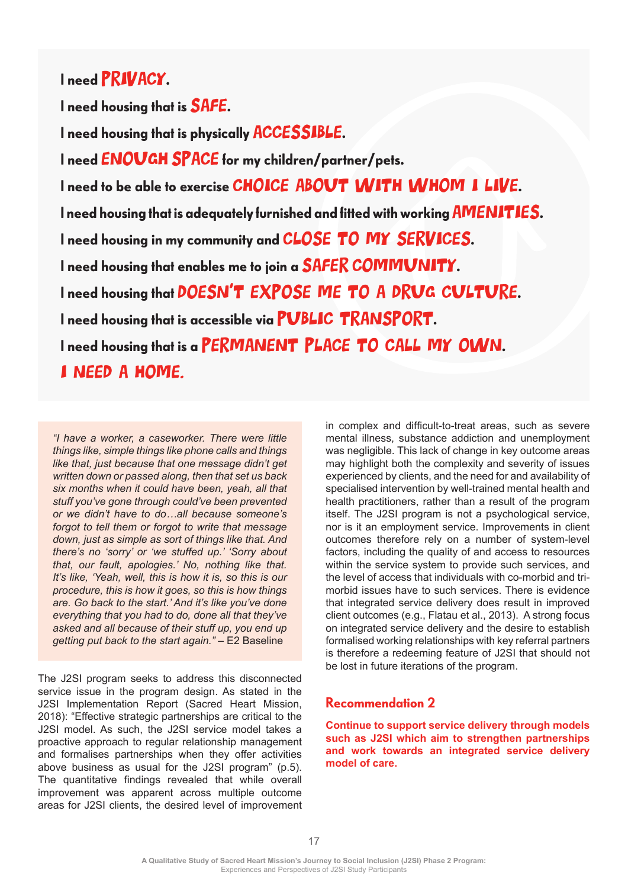I need **PRIVACY**.

I need housing that is **SAFE**.

I need housing that is physically **ACCESSIBLE**.

I need **ENOUGH SPACE** for my children/partner/pets.

I need to be able to exercise **CHOICE ABOUT WITH WHOM I LIVE**.

I need housing that is adequately furnished and fitted with working **AMENITIES**.

I need housing in my community and **CLOSE TO MY SERVICES**.

I need housing that enables me to join a **SAFER COMMUNITY**.

I need housing that **DOESN'T EXPOSE ME TO A DRUG CULTURE**.

I need housing that is accessible via **PUBLIC TRANSPORT**.

I need housing that is a **PERMANENT PLACE TO CALL MY OWN**.

**I NEED A HOME.**

> *"I have a worker, a caseworker. There were little things like, simple things like phone calls and things like that, just because that one message didn't get written down or passed along, then that set us back six months when it could have been, yeah, all that stuff you've gone through could've been prevented or we didn't have to do…all because someone's forgot to tell them or forgot to write that message down, just as simple as sort of things like that. And there's no 'sorry' or 'we stuffed up.' 'Sorry about that, our fault, apologies.' No, nothing like that. It's like, 'Yeah, well, this is how it is, so this is our procedure, this is how it goes, so this is how things are. Go back to the start.' And it's like you've done everything that you had to do, done all that they've asked and all because of their stuff up, you end up getting put back to the start again."* – E2 Baseline

The J2SI program seeks to address this disconnected service issue in the program design. As stated in the J2SI Implementation Report (Sacred Heart Mission, 2018): "Effective strategic partnerships are critical to the J2SI model. As such, the J2SI service model takes a proactive approach to regular relationship management and formalises partnerships when they offer activities above business as usual for the J2SI program" (p.5). The quantitative findings revealed that while overall improvement was apparent across multiple outcome areas for J2SI clients, the desired level of improvement in complex and difficult-to-treat areas, such as severe mental illness, substance addiction and unemployment was negligible. This lack of change in key outcome areas may highlight both the complexity and severity of issues experienced by clients, and the need for and availability of specialised intervention by well-trained mental health and health practitioners, rather than a result of the program itself. The J2SI program is not a psychological service, nor is it an employment service. Improvements in client outcomes therefore rely on a number of system-level factors, including the quality of and access to resources within the service system to provide such services, and the level of access that individuals with co-morbid and tri-morbid issues have to such services. There is evidence that integrated service delivery does result in improved client outcomes (e.g., Flatau et al., 2013). A strong focus on integrated service delivery and the desire to establish formalised working relationships with key referral partners is therefore a redeeming feature of J2SI that should not be lost in future iterations of the program.

## Recommendation 2

**Continue to support service delivery through models such as J2SI which aim to strengthen partnerships and work towards an integrated service delivery model of care.**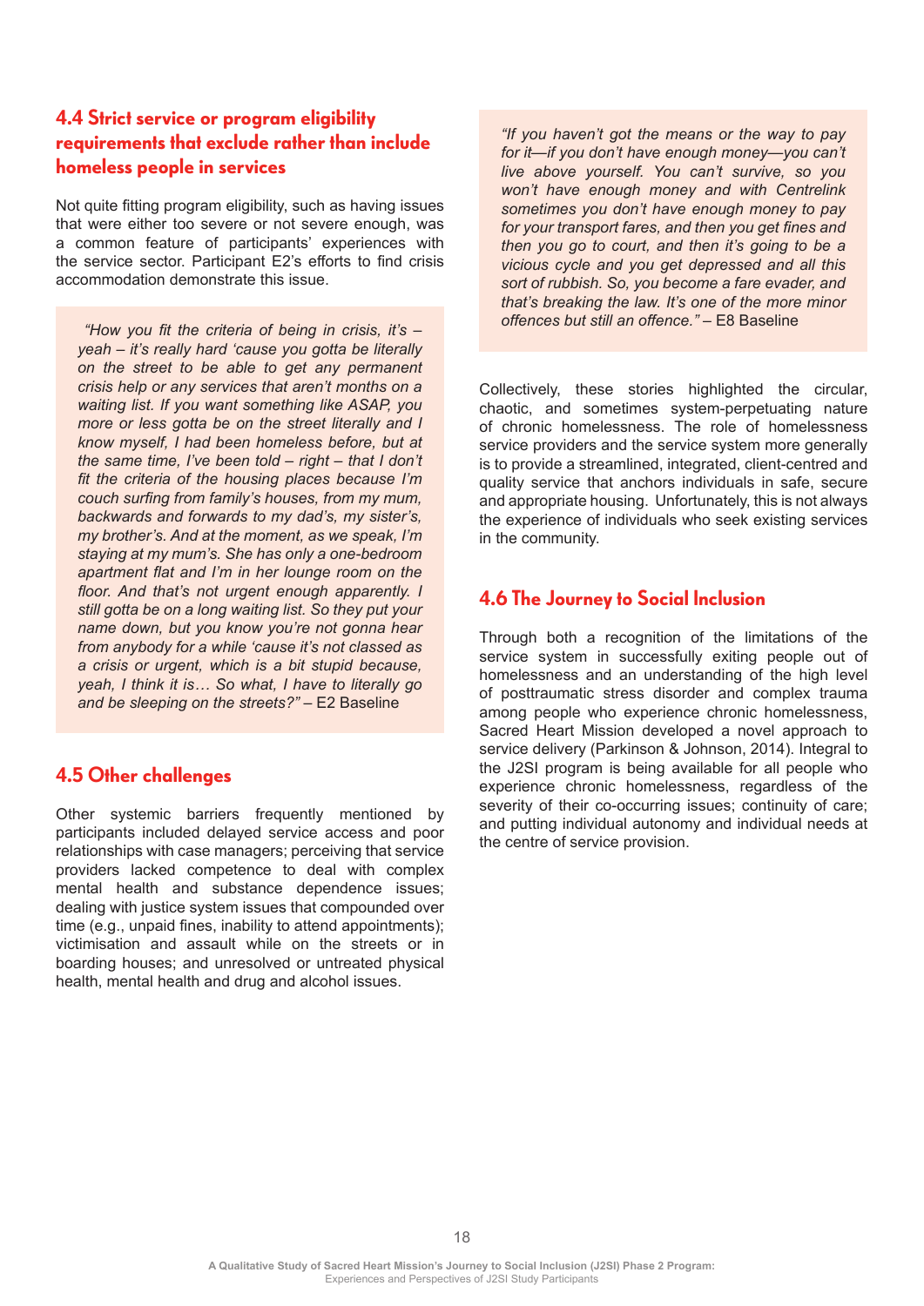## 4.4 Strict service or program eligibility requirements that exclude rather than include homeless people in services

Not quite fitting program eligibility, such as having issues that were either too severe or not severe enough, was a common feature of participants' experiences with the service sector. Participant E2's efforts to find crisis accommodation demonstrate this issue.

> *"How you fit the criteria of being in crisis, it's – yeah – it's really hard 'cause you gotta be literally on the street to be able to get any permanent crisis help or any services that aren't months on a waiting list. If you want something like ASAP, you more or less gotta be on the street literally and I know myself, I had been homeless before, but at the same time, I've been told – right – that I don't fit the criteria of the housing places because I'm couch surfing from family's houses, from my mum, backwards and forwards to my dad's, my sister's, my brother's. And at the moment, as we speak, I'm staying at my mum's. She has only a one-bedroom apartment flat and I'm in her lounge room on the floor. And that's not urgent enough apparently. I still gotta be on a long waiting list. So they put your name down, but you know you're not gonna hear from anybody for a while 'cause it's not classed as a crisis or urgent, which is a bit stupid because, yeah, I think it is… So what, I have to literally go and be sleeping on the streets?"* – E2 Baseline

## 4.5 Other challenges

Other systemic barriers frequently mentioned by participants included delayed service access and poor relationships with case managers; perceiving that service providers lacked competence to deal with complex mental health and substance dependence issues; dealing with justice system issues that compounded over time (e.g., unpaid fines, inability to attend appointments); victimisation and assault while on the streets or in boarding houses; and unresolved or untreated physical health, mental health and drug and alcohol issues.

> *"If you haven't got the means or the way to pay for it—if you don't have enough money—you can't live above yourself. You can't survive, so you won't have enough money and with Centrelink sometimes you don't have enough money to pay for your transport fares, and then you get fines and then you go to court, and then it's going to be a vicious cycle and you get depressed and all this sort of rubbish. So, you become a fare evader, and that's breaking the law. It's one of the more minor offences but still an offence."* – E8 Baseline

Collectively, these stories highlighted the circular, chaotic, and sometimes system-perpetuating nature of chronic homelessness. The role of homelessness service providers and the service system more generally is to provide a streamlined, integrated, client-centred and quality service that anchors individuals in safe, secure and appropriate housing. Unfortunately, this is not always the experience of individuals who seek existing services in the community.

## 4.6 The Journey to Social Inclusion

Through both a recognition of the limitations of the service system in successfully exiting people out of homelessness and an understanding of the high level of posttraumatic stress disorder and complex trauma among people who experience chronic homelessness, Sacred Heart Mission developed a novel approach to service delivery (Parkinson & Johnson, 2014). Integral to the J2SI program is being available for all people who experience chronic homelessness, regardless of the severity of their co-occurring issues; continuity of care; and putting individual autonomy and individual needs at the centre of service provision.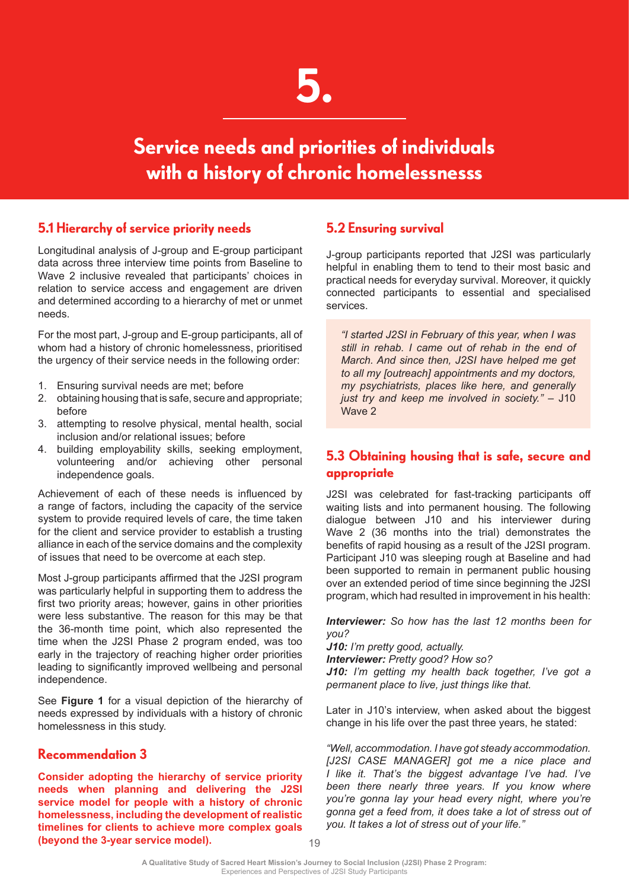# 5.

# Service needs and priorities of individuals with a history of chronic homelessnesss

## 5.1 Hierarchy of service priority needs

Longitudinal analysis of J-group and E-group participant data across three interview time points from Baseline to Wave 2 inclusive revealed that participants' choices in relation to service access and engagement are driven and determined according to a hierarchy of met or unmet needs.

For the most part, J-group and E-group participants, all of whom had a history of chronic homelessness, prioritised the urgency of their service needs in the following order:

1. Ensuring survival needs are met; before
2. obtaining housing that is safe, secure and appropriate; before
3. attempting to resolve physical, mental health, social inclusion and/or relational issues; before
4. building employability skills, seeking employment, volunteering and/or achieving other personal independence goals.

Achievement of each of these needs is influenced by a range of factors, including the capacity of the service system to provide required levels of care, the time taken for the client and service provider to establish a trusting alliance in each of the service domains and the complexity of issues that need to be overcome at each step.

Most J-group participants affirmed that the J2SI program was particularly helpful in supporting them to address the first two priority areas; however, gains in other priorities were less substantive. The reason for this may be that the 36-month time point, which also represented the time when the J2SI Phase 2 program ended, was too early in the trajectory of reaching higher order priorities leading to significantly improved wellbeing and personal independence.

See **Figure 1** for a visual depiction of the hierarchy of needs expressed by individuals with a history of chronic homelessness in this study.

## Recommendation 3

**Consider adopting the hierarchy of service priority needs when planning and delivering the J2SI service model for people with a history of chronic homelessness, including the development of realistic timelines for clients to achieve more complex goals (beyond the 3-year service model).**

## 5.2 Ensuring survival

J-group participants reported that J2SI was particularly helpful in enabling them to tend to their most basic and practical needs for everyday survival. Moreover, it quickly connected participants to essential and specialised services.

> *"I started J2SI in February of this year, when I was still in rehab. I came out of rehab in the end of March. And since then, J2SI have helped me get to all my [outreach] appointments and my doctors, my psychiatrists, places like here, and generally just try and keep me involved in society."* – J10 Wave 2

## 5.3 Obtaining housing that is safe, secure and appropriate

J2SI was celebrated for fast-tracking participants off waiting lists and into permanent housing. The following dialogue between J10 and his interviewer during Wave 2 (36 months into the trial) demonstrates the benefits of rapid housing as a result of the J2SI program. Participant J10 was sleeping rough at Baseline and had been supported to remain in permanent public housing over an extended period of time since beginning the J2SI program, which had resulted in improvement in his health:

***Interviewer:*** *So how has the last 12 months been for you?*
***J10:*** *I'm pretty good, actually.*
***Interviewer:*** *Pretty good? How so?*
***J10:*** *I'm getting my health back together, I've got a permanent place to live, just things like that.*

Later in J10's interview, when asked about the biggest change in his life over the past three years, he stated:

*"Well, accommodation. I have got steady accommodation. [J2SI CASE MANAGER] got me a nice place and I like it. That's the biggest advantage I've had. I've been there nearly three years. If you know where you're gonna lay your head every night, where you're gonna get a feed from, it does take a lot of stress out of you. It takes a lot of stress out of your life."*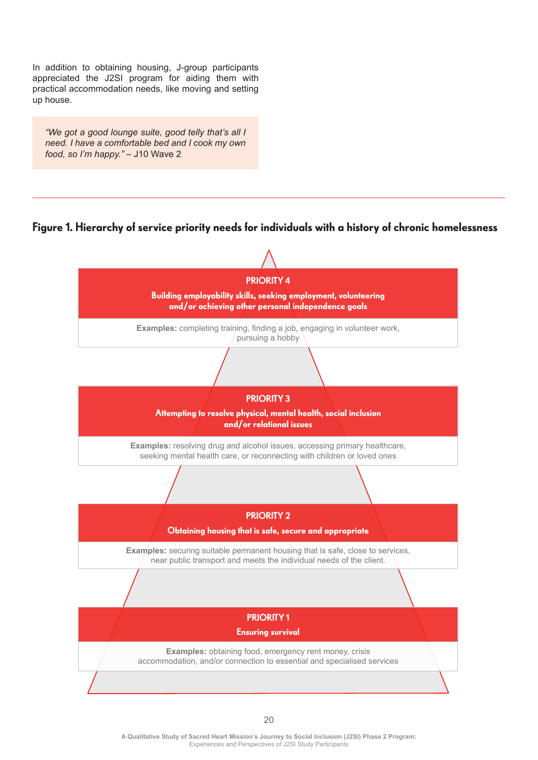In addition to obtaining housing, J-group participants appreciated the J2SI program for aiding them with practical accommodation needs, like moving and setting up house.

> *"We got a good lounge suite, good telly that's all I need. I have a comfortable bed and I cook my own food, so I'm happy."* – J10 Wave 2

## Figure 1. Hierarchy of service priority needs for individuals with a history of chronic homelessness

**PRIORITY 4**

**Building employability skills, seeking employment, volunteering and/or achieving other personal independence goals**

**Examples:** completing training, finding a job, engaging in volunteer work, pursuing a hobby

**PRIORITY 3**

**Attempting to resolve physical, mental health, social inclusion and/or relational issues**

**Examples:** resolving drug and alcohol issues, accessing primary healthcare, seeking mental health care, or reconnecting with children or loved ones

**PRIORITY 2**

**Obtaining housing that is safe, secure and appropriate**

**Examples:** securing suitable permanent housing that is safe, close to services, near public transport and meets the individual needs of the client.

**PRIORITY 1**

**Ensuring survival**

**Examples:** obtaining food, emergency rent money, crisis accommodation, and/or connection to essential and specialised services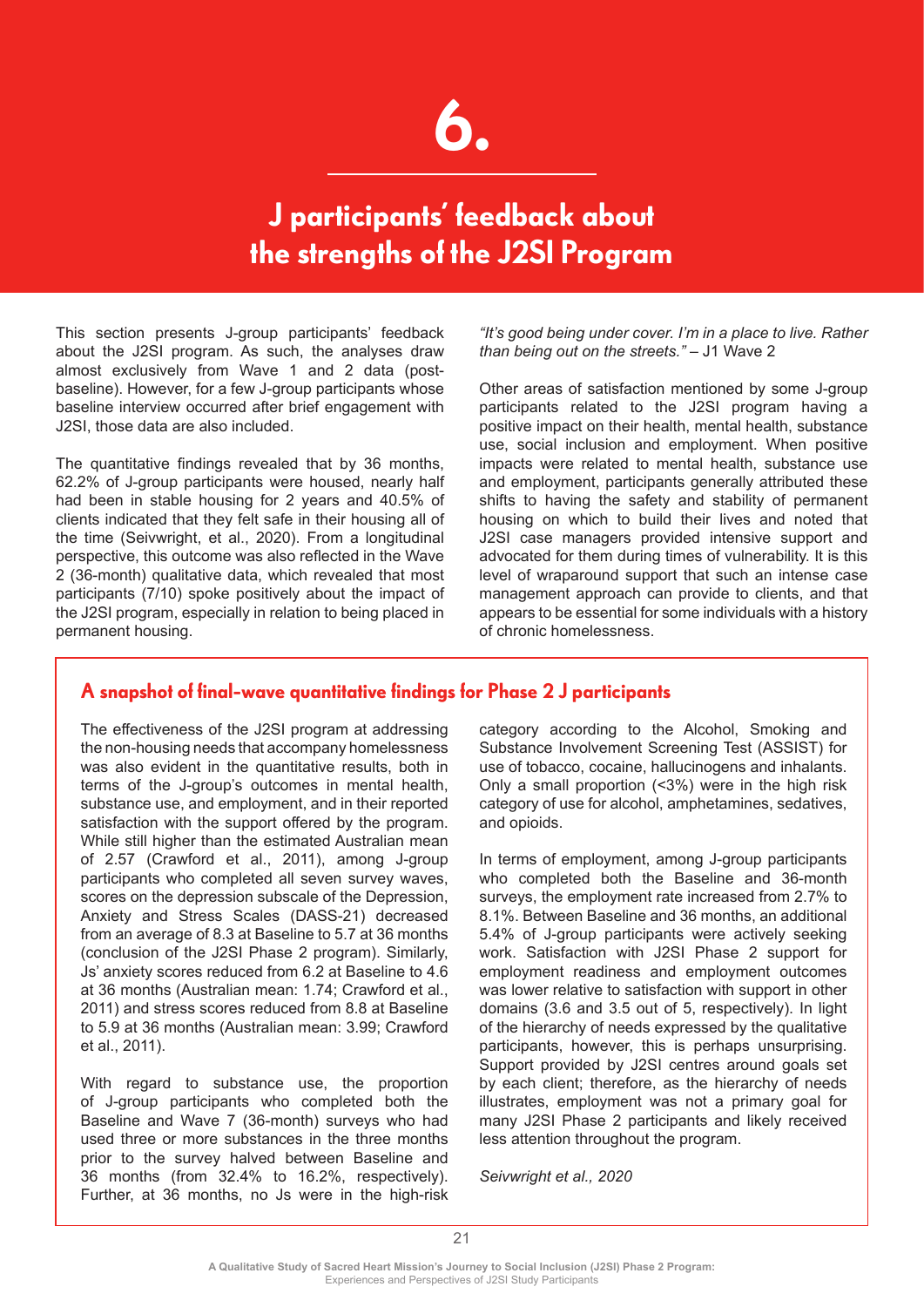# 6.

## J participants' feedback about the strengths of the J2SI Program

This section presents J-group participants' feedback about the J2SI program. As such, the analyses draw almost exclusively from Wave 1 and 2 data (post-baseline). However, for a few J-group participants whose baseline interview occurred after brief engagement with J2SI, those data are also included.

The quantitative findings revealed that by 36 months, 62.2% of J-group participants were housed, nearly half had been in stable housing for 2 years and 40.5% of clients indicated that they felt safe in their housing all of the time (Seivwright, et al., 2020). From a longitudinal perspective, this outcome was also reflected in the Wave 2 (36-month) qualitative data, which revealed that most participants (7/10) spoke positively about the impact of the J2SI program, especially in relation to being placed in permanent housing.

*"It's good being under cover. I'm in a place to live. Rather than being out on the streets."* – J1 Wave 2

Other areas of satisfaction mentioned by some J-group participants related to the J2SI program having a positive impact on their health, mental health, substance use, social inclusion and employment. When positive impacts were related to mental health, substance use and employment, participants generally attributed these shifts to having the safety and stability of permanent housing on which to build their lives and noted that J2SI case managers provided intensive support and advocated for them during times of vulnerability. It is this level of wraparound support that such an intense case management approach can provide to clients, and that appears to be essential for some individuals with a history of chronic homelessness.

### A snapshot of final-wave quantitative findings for Phase 2 J participants

The effectiveness of the J2SI program at addressing the non-housing needs that accompany homelessness was also evident in the quantitative results, both in terms of the J-group's outcomes in mental health, substance use, and employment, and in their reported satisfaction with the support offered by the program. While still higher than the estimated Australian mean of 2.57 (Crawford et al., 2011), among J-group participants who completed all seven survey waves, scores on the depression subscale of the Depression, Anxiety and Stress Scales (DASS-21) decreased from an average of 8.3 at Baseline to 5.7 at 36 months (conclusion of the J2SI Phase 2 program). Similarly, Js' anxiety scores reduced from 6.2 at Baseline to 4.6 at 36 months (Australian mean: 1.74; Crawford et al., 2011) and stress scores reduced from 8.8 at Baseline to 5.9 at 36 months (Australian mean: 3.99; Crawford et al., 2011).

With regard to substance use, the proportion of J-group participants who completed both the Baseline and Wave 7 (36-month) surveys who had used three or more substances in the three months prior to the survey halved between Baseline and 36 months (from 32.4% to 16.2%, respectively). Further, at 36 months, no Js were in the high-risk category according to the Alcohol, Smoking and Substance Involvement Screening Test (ASSIST) for use of tobacco, cocaine, hallucinogens and inhalants. Only a small proportion (<3%) were in the high risk category of use for alcohol, amphetamines, sedatives, and opioids.

In terms of employment, among J-group participants who completed both the Baseline and 36-month surveys, the employment rate increased from 2.7% to 8.1%. Between Baseline and 36 months, an additional 5.4% of J-group participants were actively seeking work. Satisfaction with J2SI Phase 2 support for employment readiness and employment outcomes was lower relative to satisfaction with support in other domains (3.6 and 3.5 out of 5, respectively). In light of the hierarchy of needs expressed by the qualitative participants, however, this is perhaps unsurprising. Support provided by J2SI centres around goals set by each client; therefore, as the hierarchy of needs illustrates, employment was not a primary goal for many J2SI Phase 2 participants and likely received less attention throughout the program.

*Seivwright et al., 2020*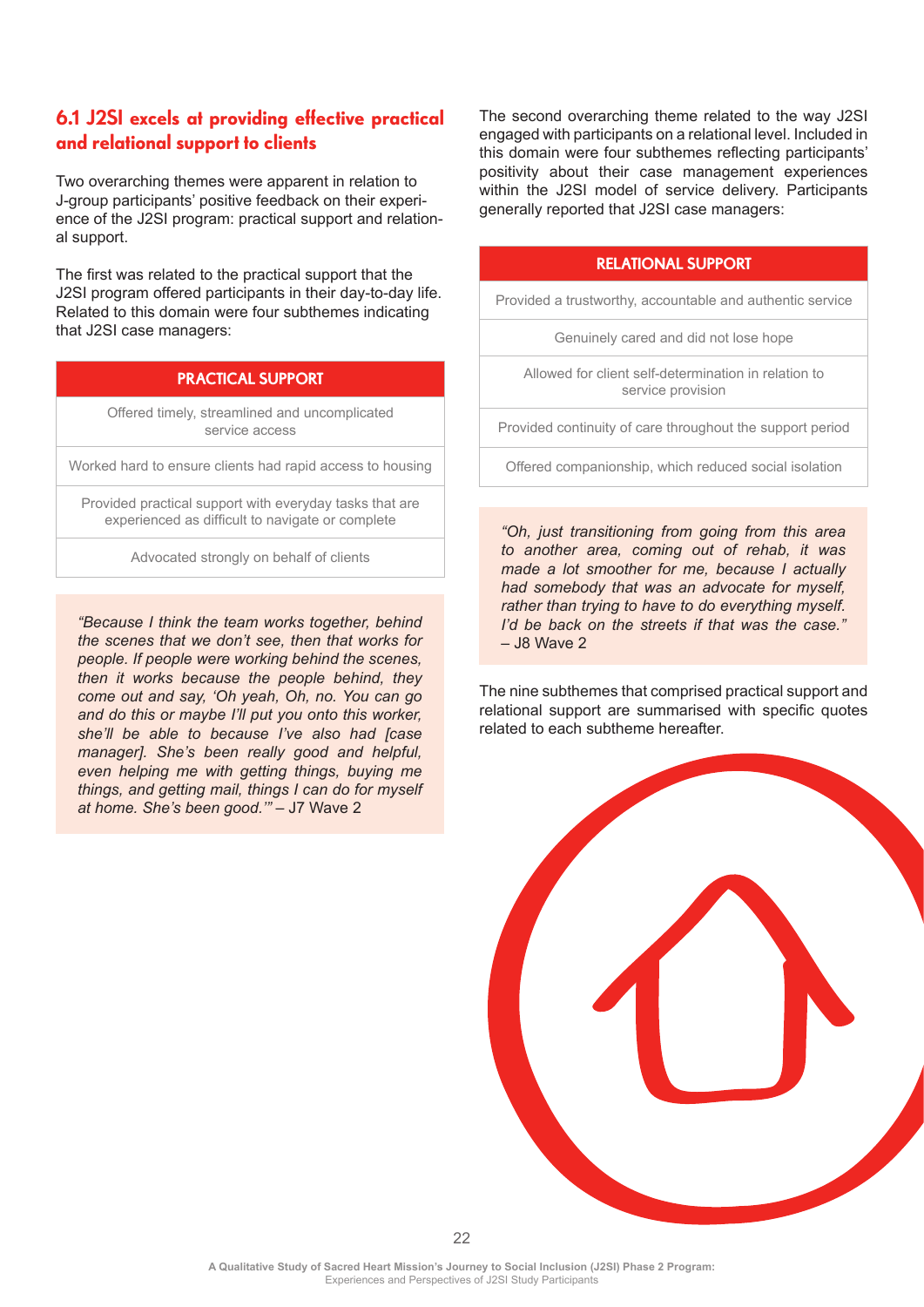## 6.1 J2SI excels at providing effective practical and relational support to clients

Two overarching themes were apparent in relation to J-group participants' positive feedback on their experience of the J2SI program: practical support and relational support.

The first was related to the practical support that the J2SI program offered participants in their day-to-day life. Related to this domain were four subthemes indicating that J2SI case managers:

| PRACTICAL SUPPORT |
|---|
| Offered timely, streamlined and uncomplicated service access |
| Worked hard to ensure clients had rapid access to housing |
| Provided practical support with everyday tasks that are experienced as difficult to navigate or complete |
| Advocated strongly on behalf of clients |

> *"Because I think the team works together, behind the scenes that we don't see, then that works for people. If people were working behind the scenes, then it works because the people behind, they come out and say, 'Oh yeah, Oh, no. You can go and do this or maybe I'll put you onto this worker, she'll be able to because I've also had [case manager]. She's been really good and helpful, even helping me with getting things, buying me things, and getting mail, things I can do for myself at home. She's been good.'"* – J7 Wave 2

The second overarching theme related to the way J2SI engaged with participants on a relational level. Included in this domain were four subthemes reflecting participants' positivity about their case management experiences within the J2SI model of service delivery. Participants generally reported that J2SI case managers:

| RELATIONAL SUPPORT |
|---|
| Provided a trustworthy, accountable and authentic service |
| Genuinely cared and did not lose hope |
| Allowed for client self-determination in relation to service provision |
| Provided continuity of care throughout the support period |
| Offered companionship, which reduced social isolation |

> *"Oh, just transitioning from going from this area to another area, coming out of rehab, it was made a lot smoother for me, because I actually had somebody that was an advocate for myself, rather than trying to have to do everything myself. I'd be back on the streets if that was the case."* – J8 Wave 2

The nine subthemes that comprised practical support and relational support are summarised with specific quotes related to each subtheme hereafter.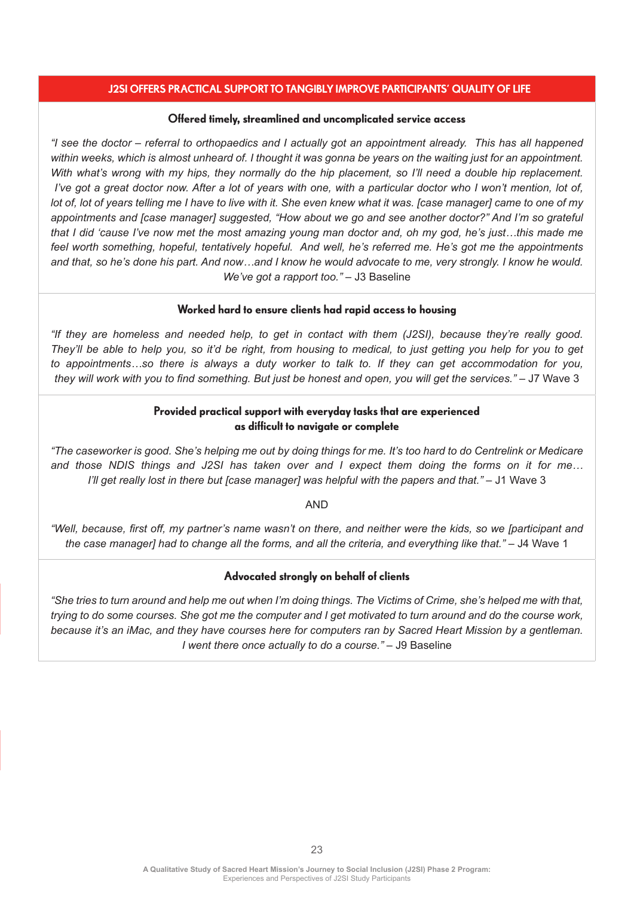## J2SI OFFERS PRACTICAL SUPPORT TO TANGIBLY IMPROVE PARTICIPANTS' QUALITY OF LIFE

### Offered timely, streamlined and uncomplicated service access

*"I see the doctor – referral to orthopaedics and I actually got an appointment already. This has all happened within weeks, which is almost unheard of. I thought it was gonna be years on the waiting just for an appointment. With what's wrong with my hips, they normally do the hip placement, so I'll need a double hip replacement. I've got a great doctor now. After a lot of years with one, with a particular doctor who I won't mention, lot of, lot of, lot of years telling me I have to live with it. She even knew what it was. [case manager] came to one of my appointments and [case manager] suggested, "How about we go and see another doctor?" And I'm so grateful that I did 'cause I've now met the most amazing young man doctor and, oh my god, he's just…this made me feel worth something, hopeful, tentatively hopeful. And well, he's referred me. He's got me the appointments and that, so he's done his part. And now…and I know he would advocate to me, very strongly. I know he would. We've got a rapport too."* – J3 Baseline

### Worked hard to ensure clients had rapid access to housing

*"If they are homeless and needed help, to get in contact with them (J2SI), because they're really good. They'll be able to help you, so it'd be right, from housing to medical, to just getting you help for you to get to appointments…so there is always a duty worker to talk to. If they can get accommodation for you, they will work with you to find something. But just be honest and open, you will get the services."* – J7 Wave 3

### Provided practical support with everyday tasks that are experienced as difficult to navigate or complete

*"The caseworker is good. She's helping me out by doing things for me. It's too hard to do Centrelink or Medicare and those NDIS things and J2SI has taken over and I expect them doing the forms on it for me… I'll get really lost in there but [case manager] was helpful with the papers and that."* – J1 Wave 3

AND

*"Well, because, first off, my partner's name wasn't on there, and neither were the kids, so we [participant and the case manager] had to change all the forms, and all the criteria, and everything like that."* – J4 Wave 1

### Advocated strongly on behalf of clients

*"She tries to turn around and help me out when I'm doing things. The Victims of Crime, she's helped me with that, trying to do some courses. She got me the computer and I get motivated to turn around and do the course work, because it's an iMac, and they have courses here for computers ran by Sacred Heart Mission by a gentleman. I went there once actually to do a course."* – J9 Baseline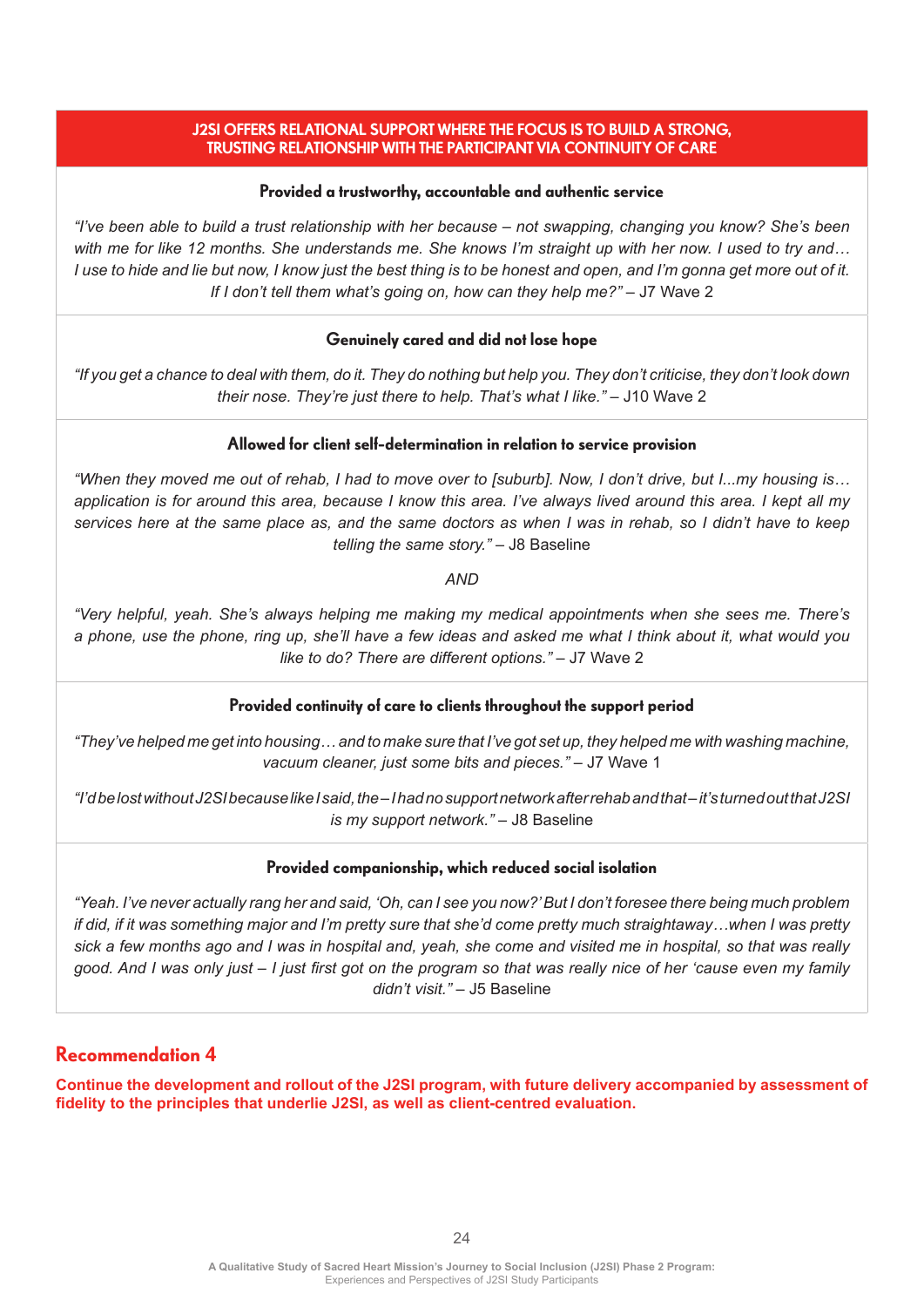## J2SI OFFERS RELATIONAL SUPPORT WHERE THE FOCUS IS TO BUILD A STRONG, TRUSTING RELATIONSHIP WITH THE PARTICIPANT VIA CONTINUITY OF CARE

### Provided a trustworthy, accountable and authentic service

*"I've been able to build a trust relationship with her because – not swapping, changing you know? She's been with me for like 12 months. She understands me. She knows I'm straight up with her now. I used to try and… I use to hide and lie but now, I know just the best thing is to be honest and open, and I'm gonna get more out of it. If I don't tell them what's going on, how can they help me?"* – J7 Wave 2

### Genuinely cared and did not lose hope

*"If you get a chance to deal with them, do it. They do nothing but help you. They don't criticise, they don't look down their nose. They're just there to help. That's what I like."* – J10 Wave 2

### Allowed for client self-determination in relation to service provision

*"When they moved me out of rehab, I had to move over to [suburb]. Now, I don't drive, but I...my housing is… application is for around this area, because I know this area. I've always lived around this area. I kept all my services here at the same place as, and the same doctors as when I was in rehab, so I didn't have to keep telling the same story."* – J8 Baseline

*AND*

*"Very helpful, yeah. She's always helping me making my medical appointments when she sees me. There's a phone, use the phone, ring up, she'll have a few ideas and asked me what I think about it, what would you like to do? There are different options."* – J7 Wave 2

### Provided continuity of care to clients throughout the support period

*"They've helped me get into housing… and to make sure that I've got set up, they helped me with washing machine, vacuum cleaner, just some bits and pieces."* – J7 Wave 1

*"I'd be lost without J2SI because like I said, the – I had no support network after rehab and that – it's turned out that J2SI is my support network."* – J8 Baseline

### Provided companionship, which reduced social isolation

*"Yeah. I've never actually rang her and said, 'Oh, can I see you now?' But I don't foresee there being much problem if did, if it was something major and I'm pretty sure that she'd come pretty much straightaway…when I was pretty sick a few months ago and I was in hospital and, yeah, she come and visited me in hospital, so that was really good. And I was only just – I just first got on the program so that was really nice of her 'cause even my family didn't visit."* – J5 Baseline

## Recommendation 4

**Continue the development and rollout of the J2SI program, with future delivery accompanied by assessment of fidelity to the principles that underlie J2SI, as well as client-centred evaluation.**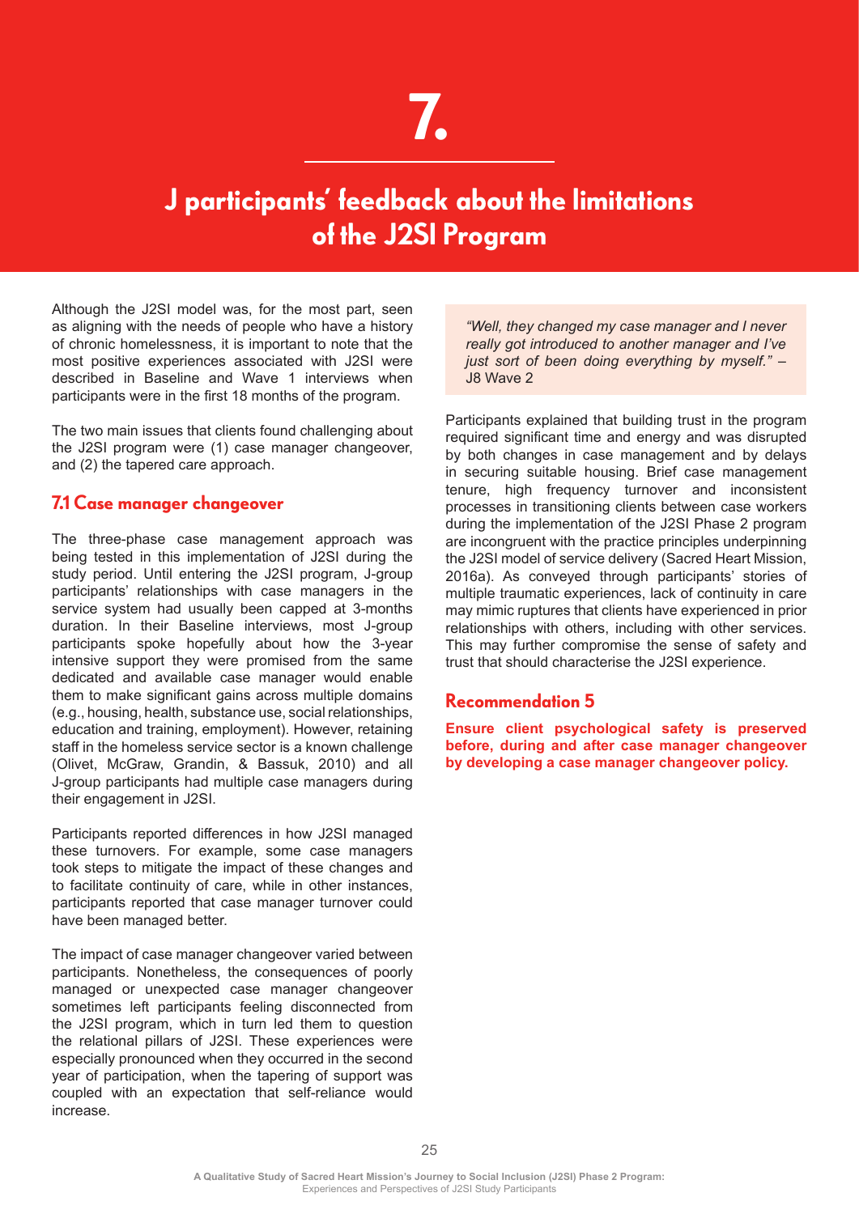# 7.

# J participants' feedback about the limitations of the J2SI Program

Although the J2SI model was, for the most part, seen as aligning with the needs of people who have a history of chronic homelessness, it is important to note that the most positive experiences associated with J2SI were described in Baseline and Wave 1 interviews when participants were in the first 18 months of the program.

The two main issues that clients found challenging about the J2SI program were (1) case manager changeover, and (2) the tapered care approach.

## 7.1 Case manager changeover

The three-phase case management approach was being tested in this implementation of J2SI during the study period. Until entering the J2SI program, J-group participants' relationships with case managers in the service system had usually been capped at 3-months duration. In their Baseline interviews, most J-group participants spoke hopefully about how the 3-year intensive support they were promised from the same dedicated and available case manager would enable them to make significant gains across multiple domains (e.g., housing, health, substance use, social relationships, education and training, employment). However, retaining staff in the homeless service sector is a known challenge (Olivet, McGraw, Grandin, & Bassuk, 2010) and all J-group participants had multiple case managers during their engagement in J2SI.

Participants reported differences in how J2SI managed these turnovers. For example, some case managers took steps to mitigate the impact of these changes and to facilitate continuity of care, while in other instances, participants reported that case manager turnover could have been managed better.

The impact of case manager changeover varied between participants. Nonetheless, the consequences of poorly managed or unexpected case manager changeover sometimes left participants feeling disconnected from the J2SI program, which in turn led them to question the relational pillars of J2SI. These experiences were especially pronounced when they occurred in the second year of participation, when the tapering of support was coupled with an expectation that self-reliance would increase.

> *"Well, they changed my case manager and I never really got introduced to another manager and I've just sort of been doing everything by myself."* – J8 Wave 2

Participants explained that building trust in the program required significant time and energy and was disrupted by both changes in case management and by delays in securing suitable housing. Brief case management tenure, high frequency turnover and inconsistent processes in transitioning clients between case workers during the implementation of the J2SI Phase 2 program are incongruent with the practice principles underpinning the J2SI model of service delivery (Sacred Heart Mission, 2016a). As conveyed through participants' stories of multiple traumatic experiences, lack of continuity in care may mimic ruptures that clients have experienced in prior relationships with others, including with other services. This may further compromise the sense of safety and trust that should characterise the J2SI experience.

### Recommendation 5

**Ensure client psychological safety is preserved before, during and after case manager changeover by developing a case manager changeover policy.**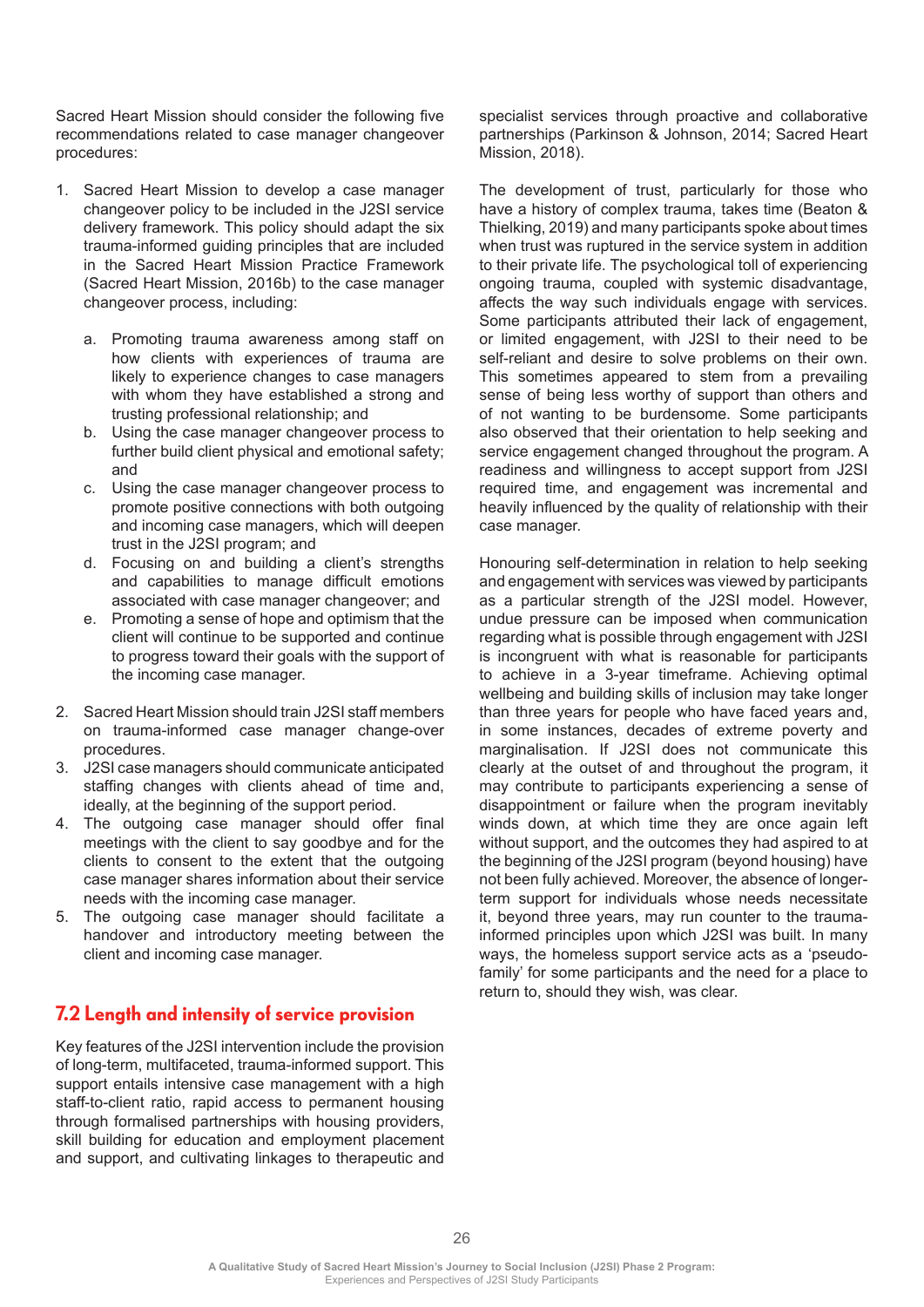Sacred Heart Mission should consider the following five recommendations related to case manager changeover procedures:

1. Sacred Heart Mission to develop a case manager changeover policy to be included in the J2SI service delivery framework. This policy should adapt the six trauma-informed guiding principles that are included in the Sacred Heart Mission Practice Framework (Sacred Heart Mission, 2016b) to the case manager changeover process, including:
    a. Promoting trauma awareness among staff on how clients with experiences of trauma are likely to experience changes to case managers with whom they have established a strong and trusting professional relationship; and
    b. Using the case manager changeover process to further build client physical and emotional safety; and
    c. Using the case manager changeover process to promote positive connections with both outgoing and incoming case managers, which will deepen trust in the J2SI program; and
    d. Focusing on and building a client's strengths and capabilities to manage difficult emotions associated with case manager changeover; and
    e. Promoting a sense of hope and optimism that the client will continue to be supported and continue to progress toward their goals with the support of the incoming case manager.
2. Sacred Heart Mission should train J2SI staff members on trauma-informed case manager change-over procedures.
3. J2SI case managers should communicate anticipated staffing changes with clients ahead of time and, ideally, at the beginning of the support period.
4. The outgoing case manager should offer final meetings with the client to say goodbye and for the clients to consent to the extent that the outgoing case manager shares information about their service needs with the incoming case manager.
5. The outgoing case manager should facilitate a handover and introductory meeting between the client and incoming case manager.

## 7.2 Length and intensity of service provision

Key features of the J2SI intervention include the provision of long-term, multifaceted, trauma-informed support. This support entails intensive case management with a high staff-to-client ratio, rapid access to permanent housing through formalised partnerships with housing providers, skill building for education and employment placement and support, and cultivating linkages to therapeutic and specialist services through proactive and collaborative partnerships (Parkinson & Johnson, 2014; Sacred Heart Mission, 2018).

The development of trust, particularly for those who have a history of complex trauma, takes time (Beaton & Thielking, 2019) and many participants spoke about times when trust was ruptured in the service system in addition to their private life. The psychological toll of experiencing ongoing trauma, coupled with systemic disadvantage, affects the way such individuals engage with services. Some participants attributed their lack of engagement, or limited engagement, with J2SI to their need to be self-reliant and desire to solve problems on their own. This sometimes appeared to stem from a prevailing sense of being less worthy of support than others and of not wanting to be burdensome. Some participants also observed that their orientation to help seeking and service engagement changed throughout the program. A readiness and willingness to accept support from J2SI required time, and engagement was incremental and heavily influenced by the quality of relationship with their case manager.

Honouring self-determination in relation to help seeking and engagement with services was viewed by participants as a particular strength of the J2SI model. However, undue pressure can be imposed when communication regarding what is possible through engagement with J2SI is incongruent with what is reasonable for participants to achieve in a 3-year timeframe. Achieving optimal wellbeing and building skills of inclusion may take longer than three years for people who have faced years and, in some instances, decades of extreme poverty and marginalisation. If J2SI does not communicate this clearly at the outset of and throughout the program, it may contribute to participants experiencing a sense of disappointment or failure when the program inevitably winds down, at which time they are once again left without support, and the outcomes they had aspired to at the beginning of the J2SI program (beyond housing) have not been fully achieved. Moreover, the absence of longer-term support for individuals whose needs necessitate it, beyond three years, may run counter to the trauma-informed principles upon which J2SI was built. In many ways, the homeless support service acts as a 'pseudo-family' for some participants and the need for a place to return to, should they wish, was clear.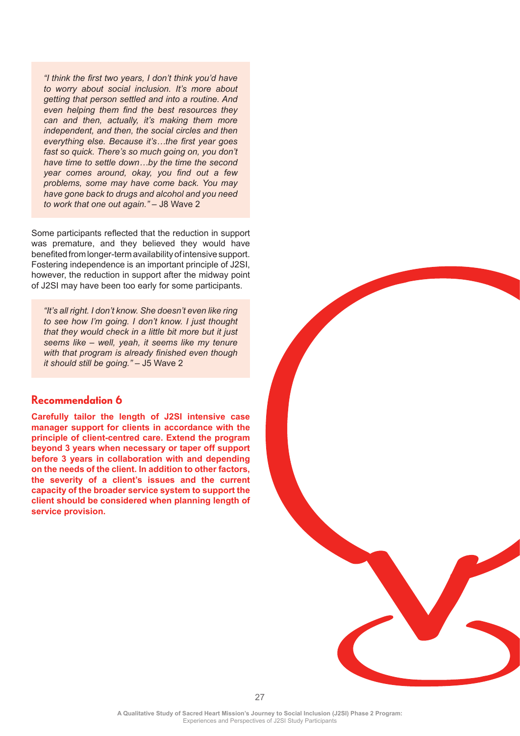> *"I think the first two years, I don't think you'd have to worry about social inclusion. It's more about getting that person settled and into a routine. And even helping them find the best resources they can and then, actually, it's making them more independent, and then, the social circles and then everything else. Because it's…the first year goes fast so quick. There's so much going on, you don't have time to settle down…by the time the second year comes around, okay, you find out a few problems, some may have come back. You may have gone back to drugs and alcohol and you need to work that one out again."* – J8 Wave 2

Some participants reflected that the reduction in support was premature, and they believed they would have benefited from longer-term availability of intensive support. Fostering independence is an important principle of J2SI, however, the reduction in support after the midway point of J2SI may have been too early for some participants.

> *"It's all right. I don't know. She doesn't even like ring to see how I'm going. I don't know. I just thought that they would check in a little bit more but it just seems like – well, yeah, it seems like my tenure with that program is already finished even though it should still be going."* – J5 Wave 2

## Recommendation 6

**Carefully tailor the length of J2SI intensive case manager support for clients in accordance with the principle of client-centred care. Extend the program beyond 3 years when necessary or taper off support before 3 years in collaboration with and depending on the needs of the client. In addition to other factors, the severity of a client's issues and the current capacity of the broader service system to support the client should be considered when planning length of service provision.**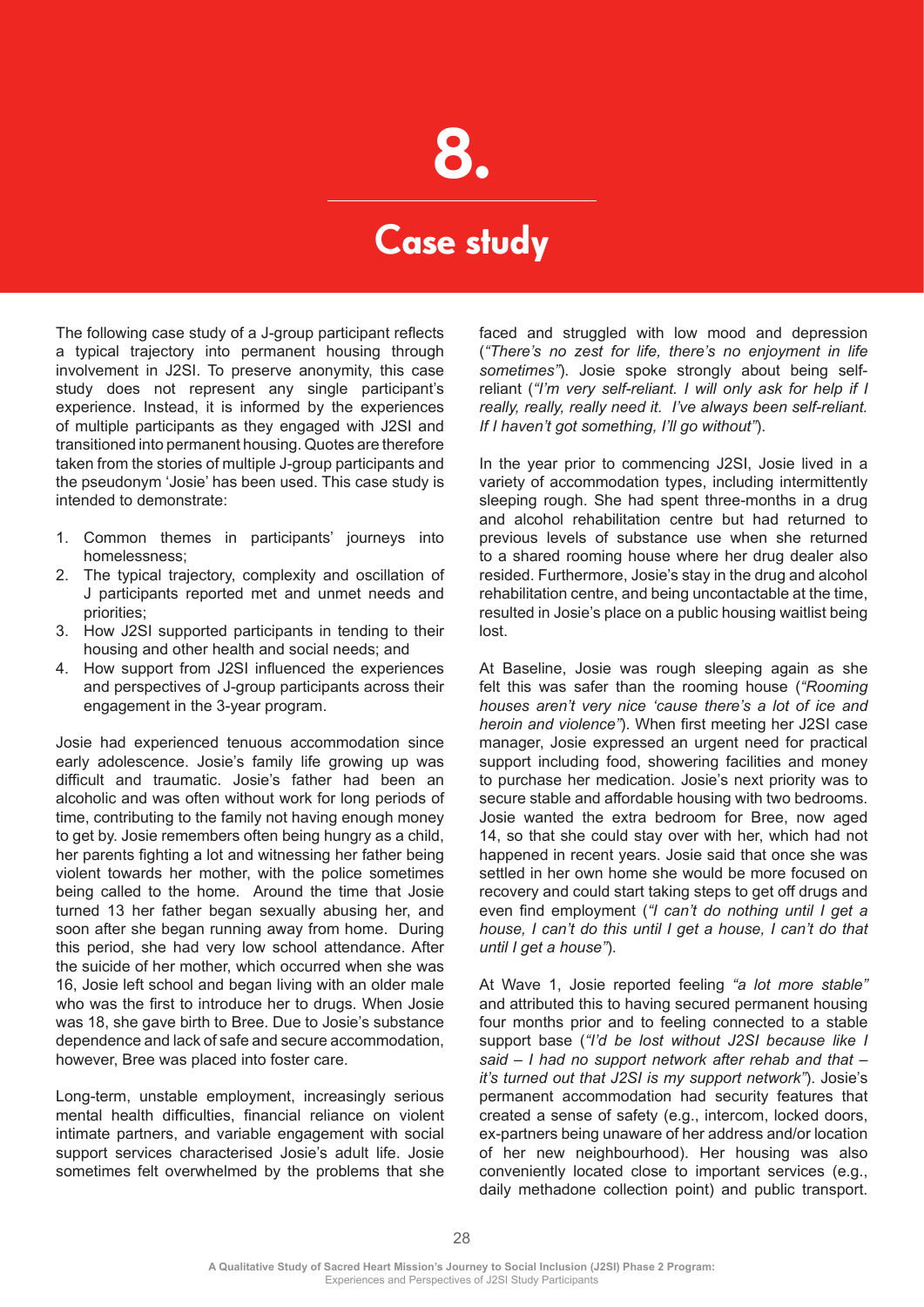# 8. Case study

The following case study of a J-group participant reflects a typical trajectory into permanent housing through involvement in J2SI. To preserve anonymity, this case study does not represent any single participant's experience. Instead, it is informed by the experiences of multiple participants as they engaged with J2SI and transitioned into permanent housing. Quotes are therefore taken from the stories of multiple J-group participants and the pseudonym 'Josie' has been used. This case study is intended to demonstrate:

1. Common themes in participants' journeys into homelessness;
2. The typical trajectory, complexity and oscillation of J participants reported met and unmet needs and priorities;
3. How J2SI supported participants in tending to their housing and other health and social needs; and
4. How support from J2SI influenced the experiences and perspectives of J-group participants across their engagement in the 3-year program.

Josie had experienced tenuous accommodation since early adolescence. Josie's family life growing up was difficult and traumatic. Josie's father had been an alcoholic and was often without work for long periods of time, contributing to the family not having enough money to get by. Josie remembers often being hungry as a child, her parents fighting a lot and witnessing her father being violent towards her mother, with the police sometimes being called to the home. Around the time that Josie turned 13 her father began sexually abusing her, and soon after she began running away from home. During this period, she had very low school attendance. After the suicide of her mother, which occurred when she was 16, Josie left school and began living with an older male who was the first to introduce her to drugs. When Josie was 18, she gave birth to Bree. Due to Josie's substance dependence and lack of safe and secure accommodation, however, Bree was placed into foster care.

Long-term, unstable employment, increasingly serious mental health difficulties, financial reliance on violent intimate partners, and variable engagement with social support services characterised Josie's adult life. Josie sometimes felt overwhelmed by the problems that she faced and struggled with low mood and depression (*"There's no zest for life, there's no enjoyment in life sometimes"*). Josie spoke strongly about being self-reliant (*"I'm very self-reliant. I will only ask for help if I really, really, really need it. I've always been self-reliant. If I haven't got something, I'll go without"*).

In the year prior to commencing J2SI, Josie lived in a variety of accommodation types, including intermittently sleeping rough. She had spent three-months in a drug and alcohol rehabilitation centre but had returned to previous levels of substance use when she returned to a shared rooming house where her drug dealer also resided. Furthermore, Josie's stay in the drug and alcohol rehabilitation centre, and being uncontactable at the time, resulted in Josie's place on a public housing waitlist being lost.

At Baseline, Josie was rough sleeping again as she felt this was safer than the rooming house (*"Rooming houses aren't very nice 'cause there's a lot of ice and heroin and violence"*). When first meeting her J2SI case manager, Josie expressed an urgent need for practical support including food, showering facilities and money to purchase her medication. Josie's next priority was to secure stable and affordable housing with two bedrooms. Josie wanted the extra bedroom for Bree, now aged 14, so that she could stay over with her, which had not happened in recent years. Josie said that once she was settled in her own home she would be more focused on recovery and could start taking steps to get off drugs and even find employment (*"I can't do nothing until I get a house, I can't do this until I get a house, I can't do that until I get a house"*).

At Wave 1, Josie reported feeling *"a lot more stable"* and attributed this to having secured permanent housing four months prior and to feeling connected to a stable support base (*"I'd be lost without J2SI because like I said – I had no support network after rehab and that – it's turned out that J2SI is my support network"*). Josie's permanent accommodation had security features that created a sense of safety (e.g., intercom, locked doors, ex-partners being unaware of her address and/or location of her new neighbourhood). Her housing was also conveniently located close to important services (e.g., daily methadone collection point) and public transport.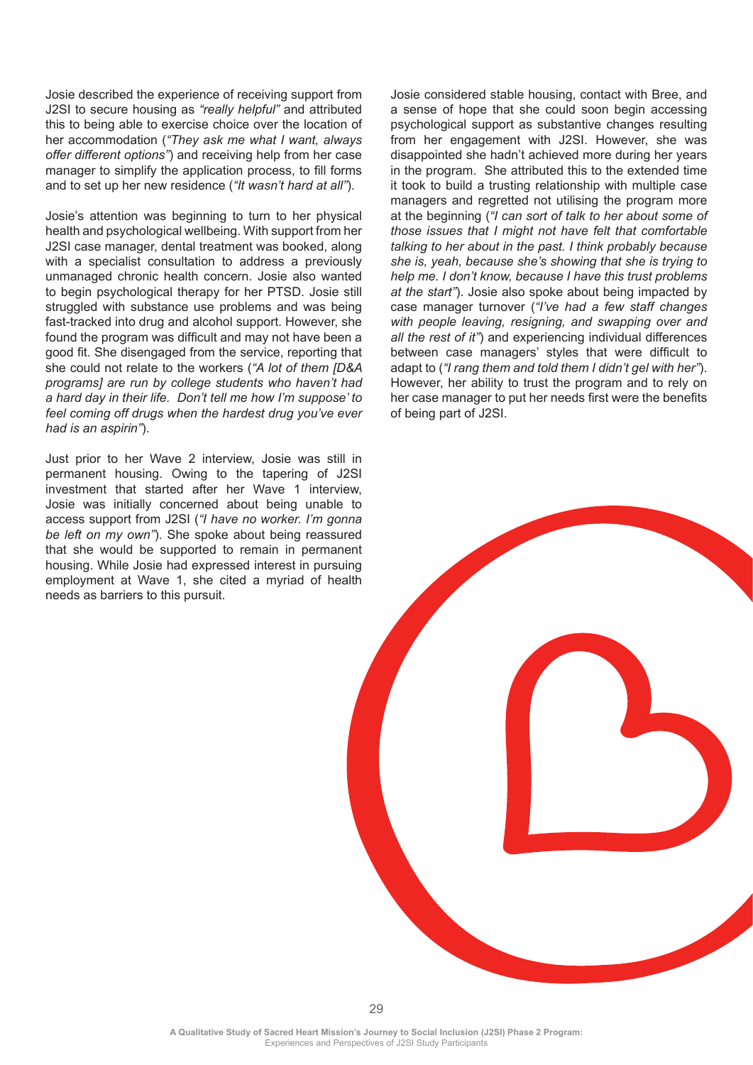Josie described the experience of receiving support from J2SI to secure housing as *"really helpful"* and attributed this to being able to exercise choice over the location of her accommodation (*"They ask me what I want, always offer different options"*) and receiving help from her case manager to simplify the application process, to fill forms and to set up her new residence (*"It wasn't hard at all"*).

Josie's attention was beginning to turn to her physical health and psychological wellbeing. With support from her J2SI case manager, dental treatment was booked, along with a specialist consultation to address a previously unmanaged chronic health concern. Josie also wanted to begin psychological therapy for her PTSD. Josie still struggled with substance use problems and was being fast-tracked into drug and alcohol support. However, she found the program was difficult and may not have been a good fit. She disengaged from the service, reporting that she could not relate to the workers (*"A lot of them [D&A programs] are run by college students who haven't had a hard day in their life. Don't tell me how I'm suppose' to feel coming off drugs when the hardest drug you've ever had is an aspirin"*).

Just prior to her Wave 2 interview, Josie was still in permanent housing. Owing to the tapering of J2SI investment that started after her Wave 1 interview, Josie was initially concerned about being unable to access support from J2SI (*"I have no worker. I'm gonna be left on my own"*). She spoke about being reassured that she would be supported to remain in permanent housing. While Josie had expressed interest in pursuing employment at Wave 1, she cited a myriad of health needs as barriers to this pursuit.

Josie considered stable housing, contact with Bree, and a sense of hope that she could soon begin accessing psychological support as substantive changes resulting from her engagement with J2SI. However, she was disappointed she hadn't achieved more during her years in the program. She attributed this to the extended time it took to build a trusting relationship with multiple case managers and regretted not utilising the program more at the beginning (*"I can sort of talk to her about some of those issues that I might not have felt that comfortable talking to her about in the past. I think probably because she is, yeah, because she's showing that she is trying to help me. I don't know, because I have this trust problems at the start"*). Josie also spoke about being impacted by case manager turnover (*"I've had a few staff changes with people leaving, resigning, and swapping over and all the rest of it"*) and experiencing individual differences between case managers' styles that were difficult to adapt to (*"I rang them and told them I didn't gel with her"*). However, her ability to trust the program and to rely on her case manager to put her needs first were the benefits of being part of J2SI.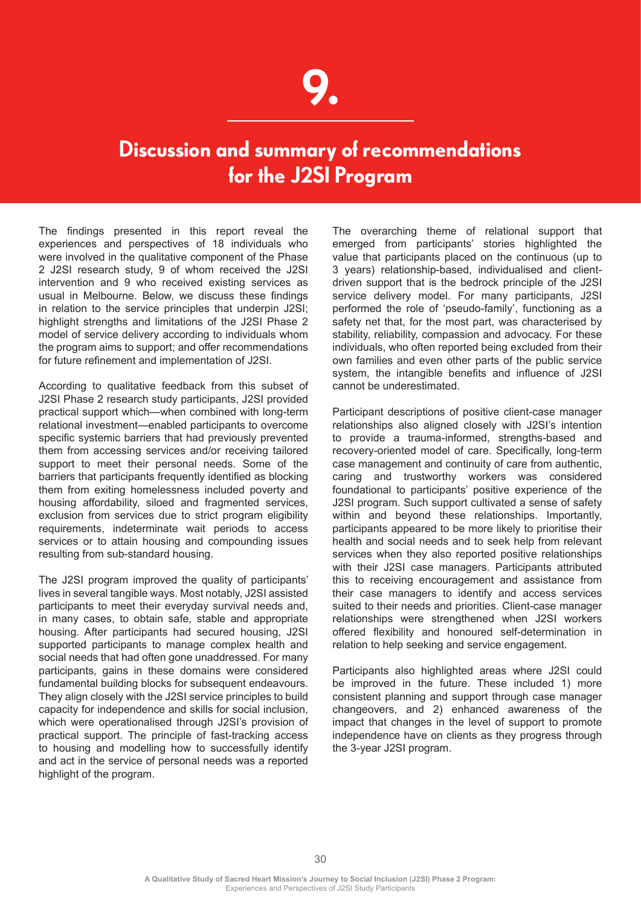# 9.

## Discussion and summary of recommendations for the J2SI Program

The findings presented in this report reveal the experiences and perspectives of 18 individuals who were involved in the qualitative component of the Phase 2 J2SI research study, 9 of whom received the J2SI intervention and 9 who received existing services as usual in Melbourne. Below, we discuss these findings in relation to the service principles that underpin J2SI; highlight strengths and limitations of the J2SI Phase 2 model of service delivery according to individuals whom the program aims to support; and offer recommendations for future refinement and implementation of J2SI.

According to qualitative feedback from this subset of J2SI Phase 2 research study participants, J2SI provided practical support which—when combined with long-term relational investment—enabled participants to overcome specific systemic barriers that had previously prevented them from accessing services and/or receiving tailored support to meet their personal needs. Some of the barriers that participants frequently identified as blocking them from exiting homelessness included poverty and housing affordability, siloed and fragmented services, exclusion from services due to strict program eligibility requirements, indeterminate wait periods to access services or to attain housing and compounding issues resulting from sub-standard housing.

The J2SI program improved the quality of participants' lives in several tangible ways. Most notably, J2SI assisted participants to meet their everyday survival needs and, in many cases, to obtain safe, stable and appropriate housing. After participants had secured housing, J2SI supported participants to manage complex health and social needs that had often gone unaddressed. For many participants, gains in these domains were considered fundamental building blocks for subsequent endeavours. They align closely with the J2SI service principles to build capacity for independence and skills for social inclusion, which were operationalised through J2SI's provision of practical support. The principle of fast-tracking access to housing and modelling how to successfully identify and act in the service of personal needs was a reported highlight of the program.

The overarching theme of relational support that emerged from participants' stories highlighted the value that participants placed on the continuous (up to 3 years) relationship-based, individualised and client-driven support that is the bedrock principle of the J2SI service delivery model. For many participants, J2SI performed the role of 'pseudo-family', functioning as a safety net that, for the most part, was characterised by stability, reliability, compassion and advocacy. For these individuals, who often reported being excluded from their own families and even other parts of the public service system, the intangible benefits and influence of J2SI cannot be underestimated.

Participant descriptions of positive client-case manager relationships also aligned closely with J2SI's intention to provide a trauma-informed, strengths-based and recovery-oriented model of care. Specifically, long-term case management and continuity of care from authentic, caring and trustworthy workers was considered foundational to participants' positive experience of the J2SI program. Such support cultivated a sense of safety within and beyond these relationships. Importantly, participants appeared to be more likely to prioritise their health and social needs and to seek help from relevant services when they also reported positive relationships with their J2SI case managers. Participants attributed this to receiving encouragement and assistance from their case managers to identify and access services suited to their needs and priorities. Client-case manager relationships were strengthened when J2SI workers offered flexibility and honoured self-determination in relation to help seeking and service engagement.

Participants also highlighted areas where J2SI could be improved in the future. These included 1) more consistent planning and support through case manager changeovers, and 2) enhanced awareness of the impact that changes in the level of support to promote independence have on clients as they progress through the 3-year J2SI program.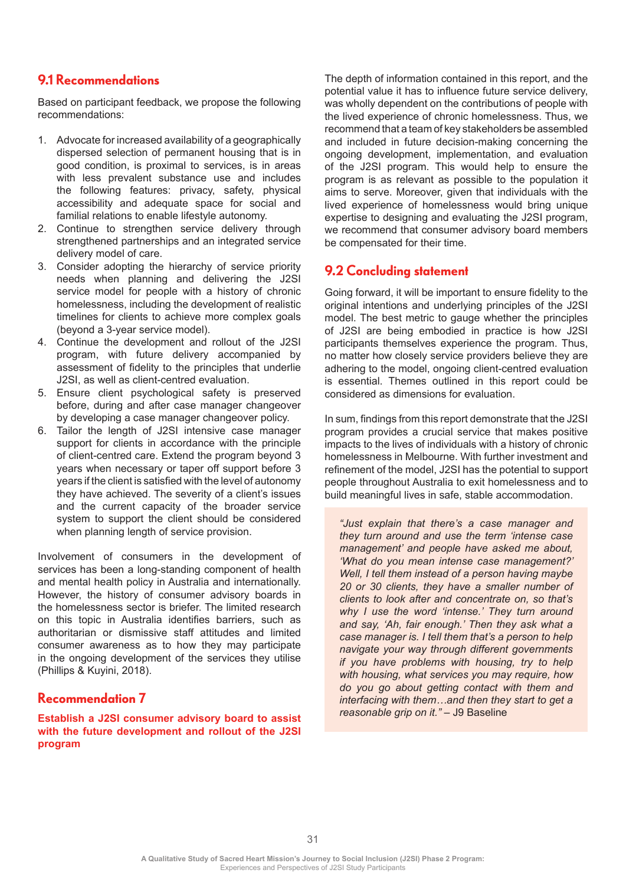## 9.1 Recommendations

Based on participant feedback, we propose the following recommendations:

1. Advocate for increased availability of a geographically dispersed selection of permanent housing that is in good condition, is proximal to services, is in areas with less prevalent substance use and includes the following features: privacy, safety, physical accessibility and adequate space for social and familial relations to enable lifestyle autonomy.
2. Continue to strengthen service delivery through strengthened partnerships and an integrated service delivery model of care.
3. Consider adopting the hierarchy of service priority needs when planning and delivering the J2SI service model for people with a history of chronic homelessness, including the development of realistic timelines for clients to achieve more complex goals (beyond a 3-year service model).
4. Continue the development and rollout of the J2SI program, with future delivery accompanied by assessment of fidelity to the principles that underlie J2SI, as well as client-centred evaluation.
5. Ensure client psychological safety is preserved before, during and after case manager changeover by developing a case manager changeover policy.
6. Tailor the length of J2SI intensive case manager support for clients in accordance with the principle of client-centred care. Extend the program beyond 3 years when necessary or taper off support before 3 years if the client is satisfied with the level of autonomy they have achieved. The severity of a client's issues and the current capacity of the broader service system to support the client should be considered when planning length of service provision.

Involvement of consumers in the development of services has been a long-standing component of health and mental health policy in Australia and internationally. However, the history of consumer advisory boards in the homelessness sector is briefer. The limited research on this topic in Australia identifies barriers, such as authoritarian or dismissive staff attitudes and limited consumer awareness as to how they may participate in the ongoing development of the services they utilise (Phillips & Kuyini, 2018).

### Recommendation 7

**Establish a J2SI consumer advisory board to assist with the future development and rollout of the J2SI program**

The depth of information contained in this report, and the potential value it has to influence future service delivery, was wholly dependent on the contributions of people with the lived experience of chronic homelessness. Thus, we recommend that a team of key stakeholders be assembled and included in future decision-making concerning the ongoing development, implementation, and evaluation of the J2SI program. This would help to ensure the program is as relevant as possible to the population it aims to serve. Moreover, given that individuals with the lived experience of homelessness would bring unique expertise to designing and evaluating the J2SI program, we recommend that consumer advisory board members be compensated for their time.

## 9.2 Concluding statement

Going forward, it will be important to ensure fidelity to the original intentions and underlying principles of the J2SI model. The best metric to gauge whether the principles of J2SI are being embodied in practice is how J2SI participants themselves experience the program. Thus, no matter how closely service providers believe they are adhering to the model, ongoing client-centred evaluation is essential. Themes outlined in this report could be considered as dimensions for evaluation.

In sum, findings from this report demonstrate that the J2SI program provides a crucial service that makes positive impacts to the lives of individuals with a history of chronic homelessness in Melbourne. With further investment and refinement of the model, J2SI has the potential to support people throughout Australia to exit homelessness and to build meaningful lives in safe, stable accommodation.

> *"Just explain that there's a case manager and they turn around and use the term 'intense case management' and people have asked me about, 'What do you mean intense case management?' Well, I tell them instead of a person having maybe 20 or 30 clients, they have a smaller number of clients to look after and concentrate on, so that's why I use the word 'intense.' They turn around and say, 'Ah, fair enough.' Then they ask what a case manager is. I tell them that's a person to help navigate your way through different governments if you have problems with housing, try to help with housing, what services you may require, how do you go about getting contact with them and interfacing with them…and then they start to get a reasonable grip on it."* – J9 Baseline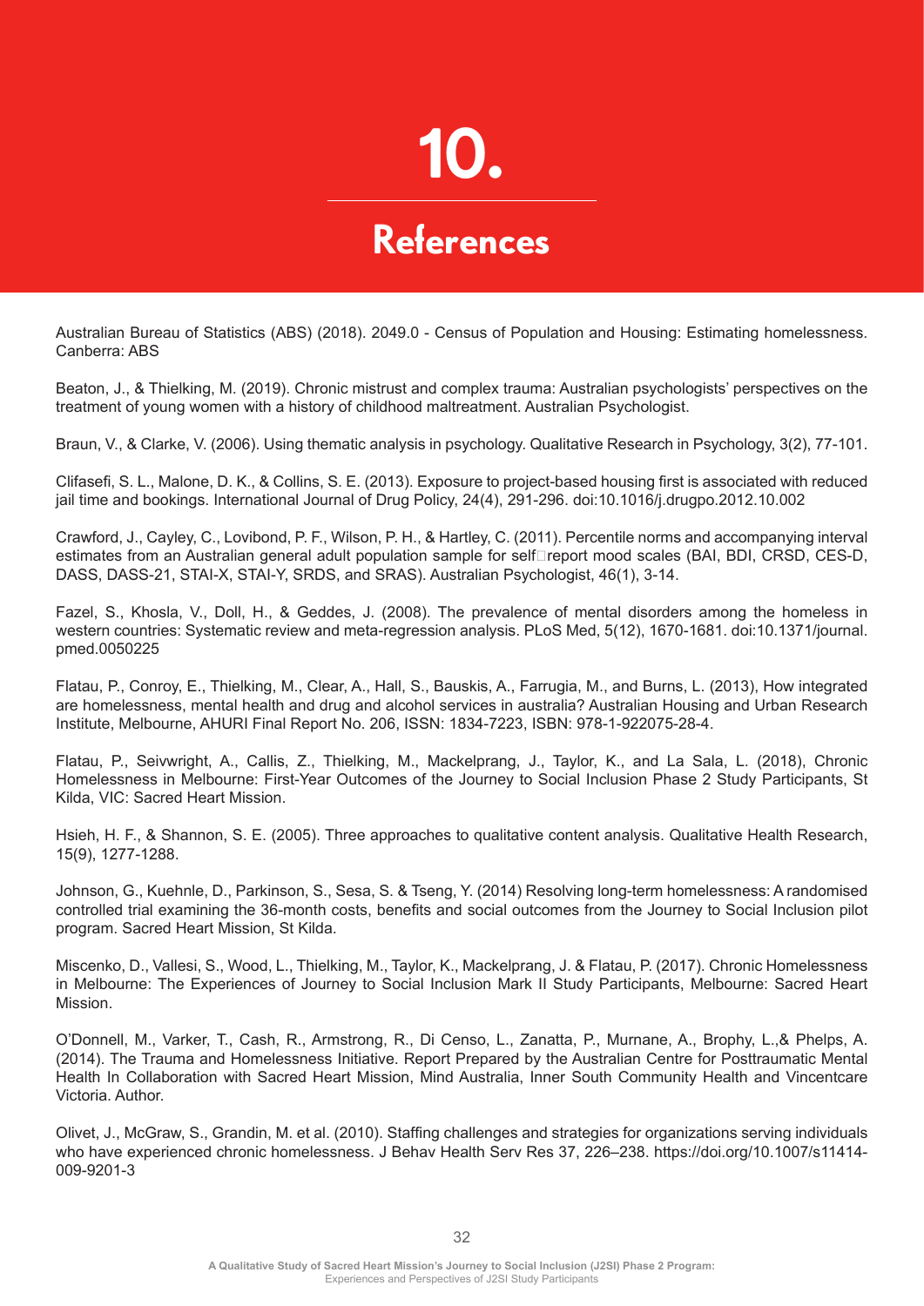# 10. References

Australian Bureau of Statistics (ABS) (2018). 2049.0 - Census of Population and Housing: Estimating homelessness. Canberra: ABS

Beaton, J., & Thielking, M. (2019). Chronic mistrust and complex trauma: Australian psychologists' perspectives on the treatment of young women with a history of childhood maltreatment. Australian Psychologist.

Braun, V., & Clarke, V. (2006). Using thematic analysis in psychology. Qualitative Research in Psychology, 3(2), 77-101.

Clifasefi, S. L., Malone, D. K., & Collins, S. E. (2013). Exposure to project-based housing first is associated with reduced jail time and bookings. International Journal of Drug Policy, 24(4), 291-296. doi:10.1016/j.drugpo.2012.10.002

Crawford, J., Cayley, C., Lovibond, P. F., Wilson, P. H., & Hartley, C. (2011). Percentile norms and accompanying interval estimates from an Australian general adult population sample for self‐report mood scales (BAI, BDI, CRSD, CES-D, DASS, DASS-21, STAI-X, STAI-Y, SRDS, and SRAS). Australian Psychologist, 46(1), 3-14.

Fazel, S., Khosla, V., Doll, H., & Geddes, J. (2008). The prevalence of mental disorders among the homeless in western countries: Systematic review and meta-regression analysis. PLoS Med, 5(12), 1670-1681. doi:10.1371/journal.pmed.0050225

Flatau, P., Conroy, E., Thielking, M., Clear, A., Hall, S., Bauskis, A., Farrugia, M., and Burns, L. (2013), How integrated are homelessness, mental health and drug and alcohol services in australia? Australian Housing and Urban Research Institute, Melbourne, AHURI Final Report No. 206, ISSN: 1834-7223, ISBN: 978-1-922075-28-4.

Flatau, P., Seivwright, A., Callis, Z., Thielking, M., Mackelprang, J., Taylor, K., and La Sala, L. (2018), Chronic Homelessness in Melbourne: First-Year Outcomes of the Journey to Social Inclusion Phase 2 Study Participants, St Kilda, VIC: Sacred Heart Mission.

Hsieh, H. F., & Shannon, S. E. (2005). Three approaches to qualitative content analysis. Qualitative Health Research, 15(9), 1277-1288.

Johnson, G., Kuehnle, D., Parkinson, S., Sesa, S. & Tseng, Y. (2014) Resolving long-term homelessness: A randomised controlled trial examining the 36-month costs, benefits and social outcomes from the Journey to Social Inclusion pilot program. Sacred Heart Mission, St Kilda.

Miscenko, D., Vallesi, S., Wood, L., Thielking, M., Taylor, K., Mackelprang, J. & Flatau, P. (2017). Chronic Homelessness in Melbourne: The Experiences of Journey to Social Inclusion Mark II Study Participants, Melbourne: Sacred Heart Mission.

O'Donnell, M., Varker, T., Cash, R., Armstrong, R., Di Censo, L., Zanatta, P., Murnane, A., Brophy, L.,& Phelps, A. (2014). The Trauma and Homelessness Initiative. Report Prepared by the Australian Centre for Posttraumatic Mental Health In Collaboration with Sacred Heart Mission, Mind Australia, Inner South Community Health and Vincentcare Victoria. Author.

Olivet, J., McGraw, S., Grandin, M. et al. (2010). Staffing challenges and strategies for organizations serving individuals who have experienced chronic homelessness. J Behav Health Serv Res 37, 226–238. https://doi.org/10.1007/s11414-009-9201-3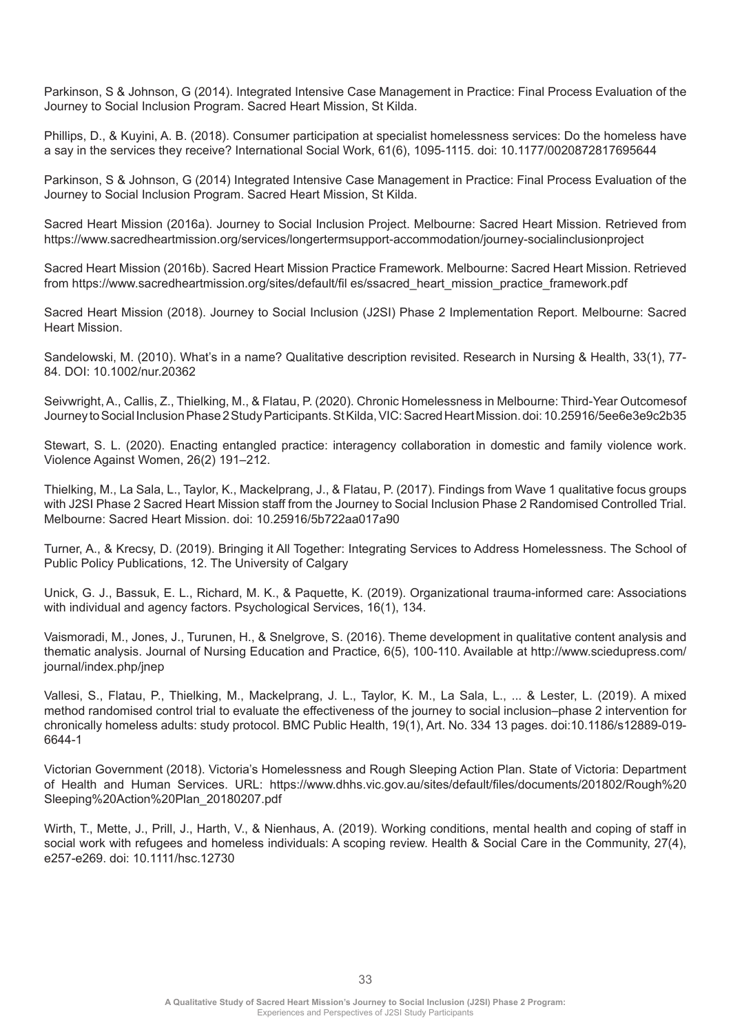Parkinson, S & Johnson, G (2014). Integrated Intensive Case Management in Practice: Final Process Evaluation of the Journey to Social Inclusion Program. Sacred Heart Mission, St Kilda.

Phillips, D., & Kuyini, A. B. (2018). Consumer participation at specialist homelessness services: Do the homeless have a say in the services they receive? International Social Work, 61(6), 1095-1115. doi: 10.1177/0020872817695644

Parkinson, S & Johnson, G (2014) Integrated Intensive Case Management in Practice: Final Process Evaluation of the Journey to Social Inclusion Program. Sacred Heart Mission, St Kilda.

Sacred Heart Mission (2016a). Journey to Social Inclusion Project. Melbourne: Sacred Heart Mission. Retrieved from https://www.sacredheartmission.org/services/longertermsupport-accommodation/journey-socialinclusionproject

Sacred Heart Mission (2016b). Sacred Heart Mission Practice Framework. Melbourne: Sacred Heart Mission. Retrieved from https://www.sacredheartmission.org/sites/default/fil es/ssacred_heart_mission_practice_framework.pdf

Sacred Heart Mission (2018). Journey to Social Inclusion (J2SI) Phase 2 Implementation Report. Melbourne: Sacred Heart Mission.

Sandelowski, M. (2010). What's in a name? Qualitative description revisited. Research in Nursing & Health, 33(1), 77-84. DOI: 10.1002/nur.20362

Seivwright, A., Callis, Z., Thielking, M., & Flatau, P. (2020). Chronic Homelessness in Melbourne: Third-Year Outcomesof Journey to Social Inclusion Phase 2 Study Participants. St Kilda, VIC: Sacred Heart Mission. doi: 10.25916/5ee6e3e9c2b35

Stewart, S. L. (2020). Enacting entangled practice: interagency collaboration in domestic and family violence work. Violence Against Women, 26(2) 191–212.

Thielking, M., La Sala, L., Taylor, K., Mackelprang, J., & Flatau, P. (2017). Findings from Wave 1 qualitative focus groups with J2SI Phase 2 Sacred Heart Mission staff from the Journey to Social Inclusion Phase 2 Randomised Controlled Trial. Melbourne: Sacred Heart Mission. doi: 10.25916/5b722aa017a90

Turner, A., & Krecsy, D. (2019). Bringing it All Together: Integrating Services to Address Homelessness. The School of Public Policy Publications, 12. The University of Calgary

Unick, G. J., Bassuk, E. L., Richard, M. K., & Paquette, K. (2019). Organizational trauma-informed care: Associations with individual and agency factors. Psychological Services, 16(1), 134.

Vaismoradi, M., Jones, J., Turunen, H., & Snelgrove, S. (2016). Theme development in qualitative content analysis and thematic analysis. Journal of Nursing Education and Practice, 6(5), 100-110. Available at http://www.sciedupress.com/journal/index.php/jnep

Vallesi, S., Flatau, P., Thielking, M., Mackelprang, J. L., Taylor, K. M., La Sala, L., ... & Lester, L. (2019). A mixed method randomised control trial to evaluate the effectiveness of the journey to social inclusion–phase 2 intervention for chronically homeless adults: study protocol. BMC Public Health, 19(1), Art. No. 334 13 pages. doi:10.1186/s12889-019-6644-1

Victorian Government (2018). Victoria's Homelessness and Rough Sleeping Action Plan. State of Victoria: Department of Health and Human Services. URL: https://www.dhhs.vic.gov.au/sites/default/files/documents/201802/Rough%20Sleeping%20Action%20Plan_20180207.pdf

Wirth, T., Mette, J., Prill, J., Harth, V., & Nienhaus, A. (2019). Working conditions, mental health and coping of staff in social work with refugees and homeless individuals: A scoping review. Health & Social Care in the Community, 27(4), e257-e269. doi: 10.1111/hsc.12730